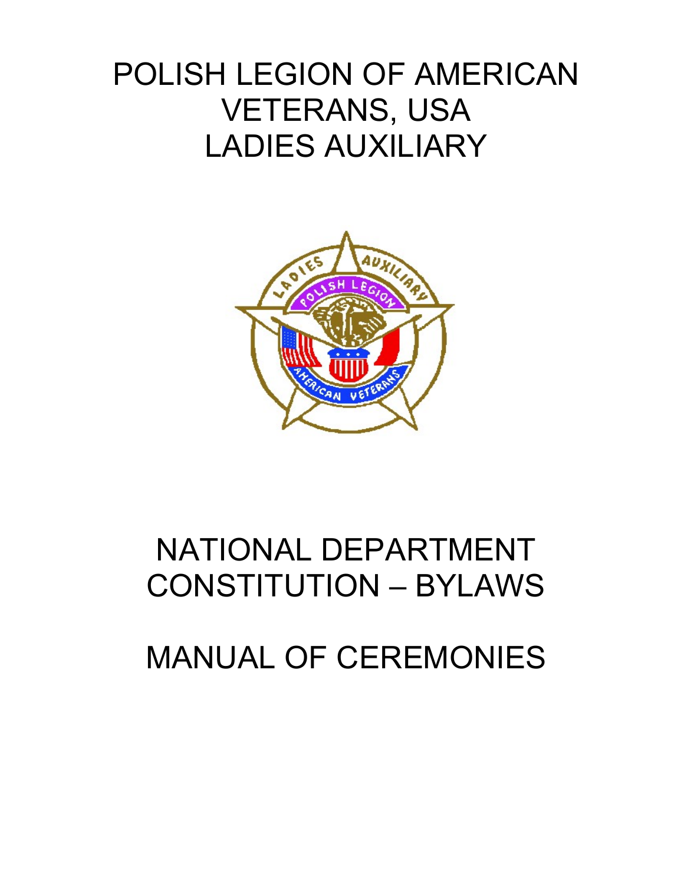# POLISH LEGION OF AMERICAN VETERANS, USA LADIES AUXILIARY

# NATIONAL DEPARTMENT CONSTITUTION – BYLAWS

# MANUAL OF CEREMONIES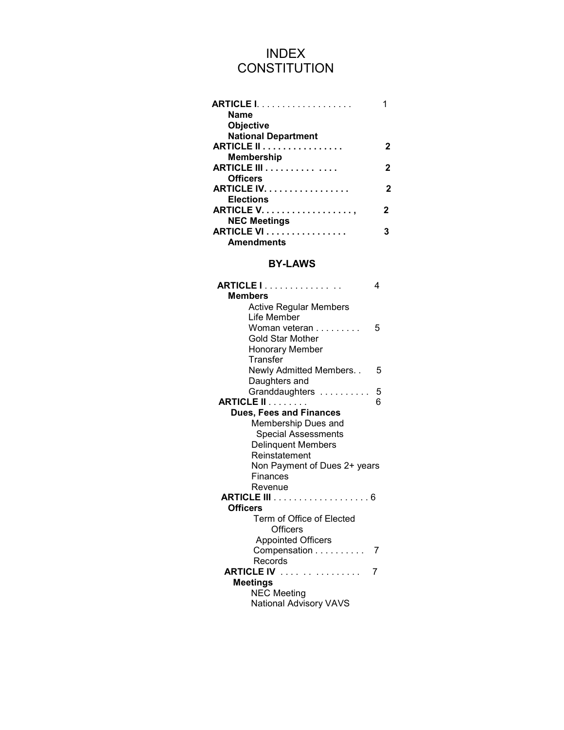# INDEX
# CONSTITUTION

**ARTICLE I**. . . . . . . . . . . . . . . . . . 1
- **Name**
- **Objective**
- **National Department**

**ARTICLE II . . . . . . . . . . . . . . . . 2**
- **Membership**

**ARTICLE III . . . . . . . . . . . . . . 2**
- **Officers**

**ARTICLE IV. . . . . . . . . . . . . . . . . 2**
- **Elections**

**ARTICLE V. . . . . . . . . . . . . . . . . . , 2**
- **NEC Meetings**

**ARTICLE VI . . . . . . . . . . . . . . . . 3**
- **Amendments**

## BY-LAWS

**ARTICLE I** . . . . . . . . . . . . . . . 4
- **Members**
  - Active Regular Members
  - Life Member
  - Woman veteran . . . . . . . . . 5
  - Gold Star Mother
  - Honorary Member
  - Transfer
  - Newly Admitted Members. . 5
  - Daughters and Granddaughters . . . . . . . . . . 5

**ARTICLE II** . . . . . . . . 6
- **Dues, Fees and Finances**
  - Membership Dues and Special Assessments
  - Delinquent Members
  - Reinstatement
  - Non Payment of Dues 2+ years
  - Finances
  - Revenue

**ARTICLE III** . . . . . . . . . . . . . . . . . . . 6
- **Officers**
  - Term of Office of Elected Officers
  - Appointed Officers
  - Compensation . . . . . . . . . . 7
  - Records

**ARTICLE IV** . . . . . . . . . . . . . . . 7
- **Meetings**
  - NEC Meeting
  - National Advisory VAVS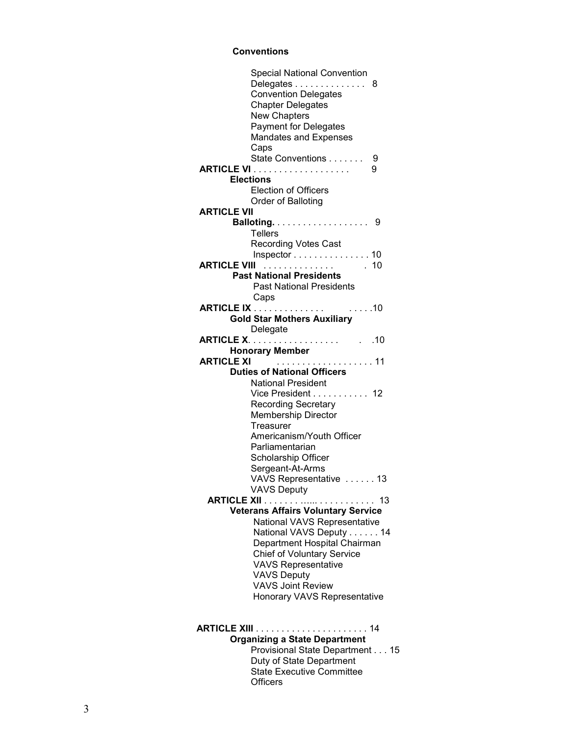**Conventions**

Special National Convention
Delegates . . . . . . . . . . . . . . 8
Convention Delegates
Chapter Delegates
New Chapters
Payment for Delegates
Mandates and Expenses
Caps
State Conventions . . . . . . . 9

**ARTICLE VI** . . . . . . . . . . . . . . . . . . . 9

**Elections**

Election of Officers
Order of Balloting

**ARTICLE VII**

**Balloting.** . . . . . . . . . . . . . . . . . . 9

Tellers
Recording Votes Cast
Inspector . . . . . . . . . . . . . . . 10

**ARTICLE VIII** . . . . . . . . . . . . . . 10

**Past National Presidents**

Past National Presidents
Caps

**ARTICLE IX** . . . . . . . . . . . . . . . . . . .10

**Gold Star Mothers Auxiliary**

Delegate

**ARTICLE X**. . . . . . . . . . . . . . . . . . .10

**Honorary Member**

**ARTICLE XI** . . . . . . . . . . . . . . . . . . . 11

**Duties of National Officers**

National President
Vice President . . . . . . . . . . . 12
Recording Secretary
Membership Director
Treasurer
Americanism/Youth Officer
Parliamentarian
Scholarship Officer
Sergeant-At-Arms
VAVS Representative . . . . . . 13
VAVS Deputy

**ARTICLE XII** . . . . . . . ...... . . . . . . . . . . . 13

**Veterans Affairs Voluntary Service**

National VAVS Representative
National VAVS Deputy . . . . . . 14
Department Hospital Chairman
Chief of Voluntary Service
VAVS Representative
VAVS Deputy
VAVS Joint Review
Honorary VAVS Representative

**ARTICLE XIII** . . . . . . . . . . . . . . . . . . . . . . 14

**Organizing a State Department**

Provisional State Department . . . 15
Duty of State Department
State Executive Committee
Officers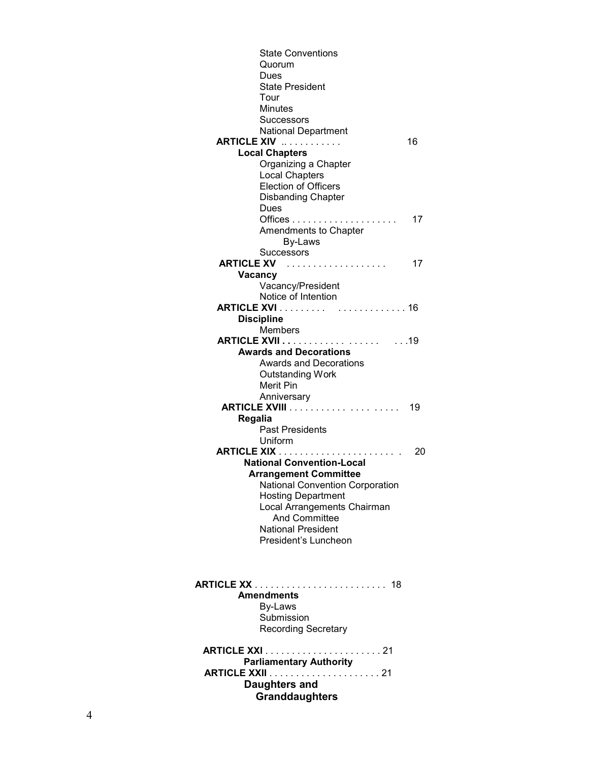State Conventions
Quorum
Dues
State President
Tour
Minutes
Successors
National Department

**ARTICLE XIV** .. . . . . . . . . . . 16

**Local Chapters**

Organizing a Chapter
Local Chapters
Election of Officers
Disbanding Chapter
Dues
Offices . . . . . . . . . . . . . . . . . . . . 17
Amendments to Chapter By-Laws
Successors

**ARTICLE XV** . . . . . . . . . . . . . . . . . . 17

**Vacancy**

Vacancy/President
Notice of Intention

**ARTICLE XVI** . . . . . . . . . . . . . . . . . . . . . 16

**Discipline**

Members

**ARTICLE XVII . .** . . . . . . . . . . . . . . . . . . . . . .19

**Awards and Decorations**

Awards and Decorations
Outstanding Work
Merit Pin
Anniversary

**ARTICLE XVIII** . . . . . . . . . . . . . . . . . . . 19

**Regalia**

Past Presidents
Uniform

**ARTICLE XIX** . . . . . . . . . . . . . . . . . . . . . . 20

**National Convention-Local Arrangement Committee**

National Convention Corporation
Hosting Department
Local Arrangements Chairman And Committee
National President
President's Luncheon

**ARTICLE XX** . . . . . . . . . . . . . . . . . . . . . . . . . 18

**Amendments**

By-Laws
Submission
Recording Secretary

**ARTICLE XXI** . . . . . . . . . . . . . . . . . . . . . . 21

**Parliamentary Authority**

**ARTICLE XXII** . . . . . . . . . . . . . . . . . . . . . 21

**Daughters and Granddaughters**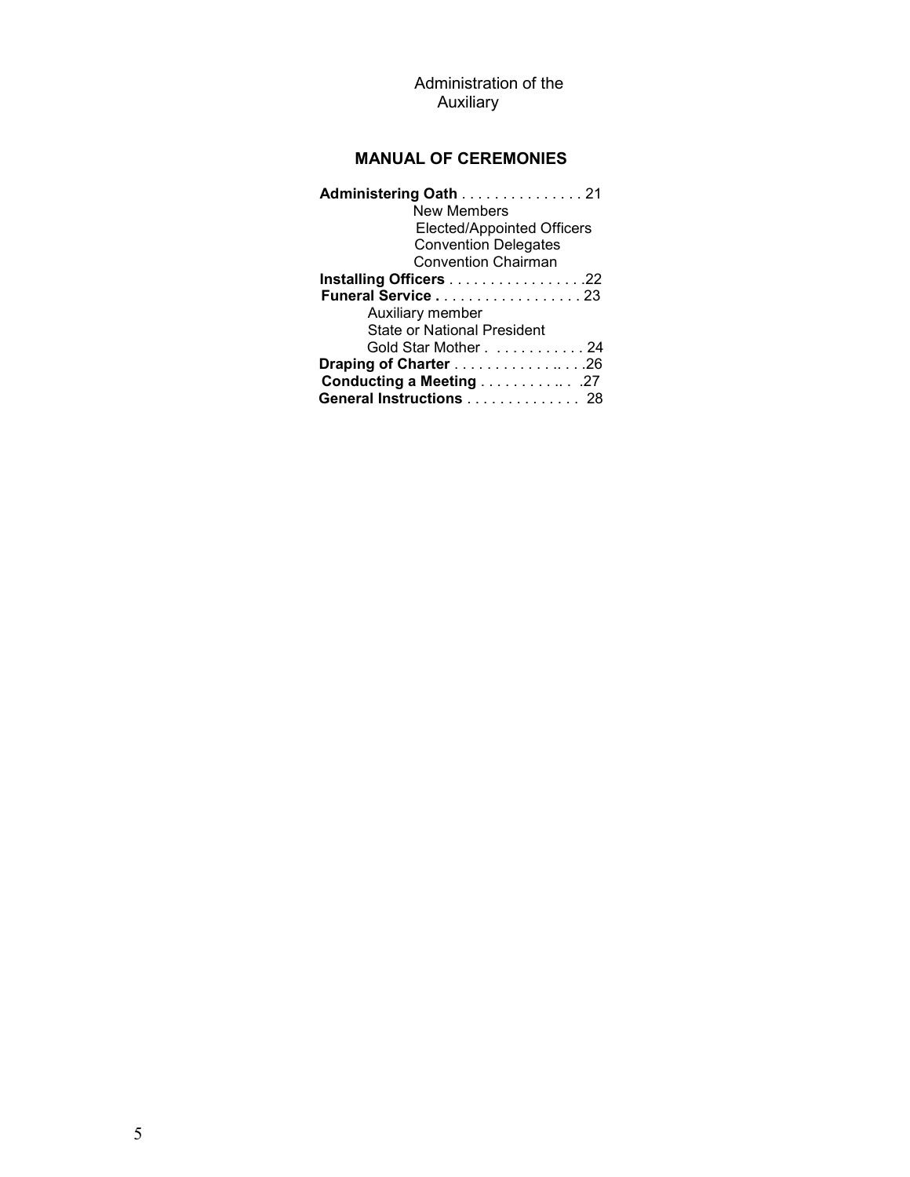Administration of the Auxiliary

## MANUAL OF CEREMONIES

**Administering Oath** . . . . . . . . . . . . . . . 21
- New Members
- Elected/Appointed Officers
- Convention Delegates
- Convention Chairman

**Installing Officers** . . . . . . . . . . . . . . . . .22

**Funeral Service . . . . . . . . . . . . . . . . . .** 23
- Auxiliary member
- State or National President
- Gold Star Mother . . . . . . . . . . . . 24

**Draping of Charter** . . . . . . . . . . . . . .. . . .26

**Conducting a Meeting** . . . . . . . . . . .. . .27

**General Instructions** . . . . . . . . . . . . . . 28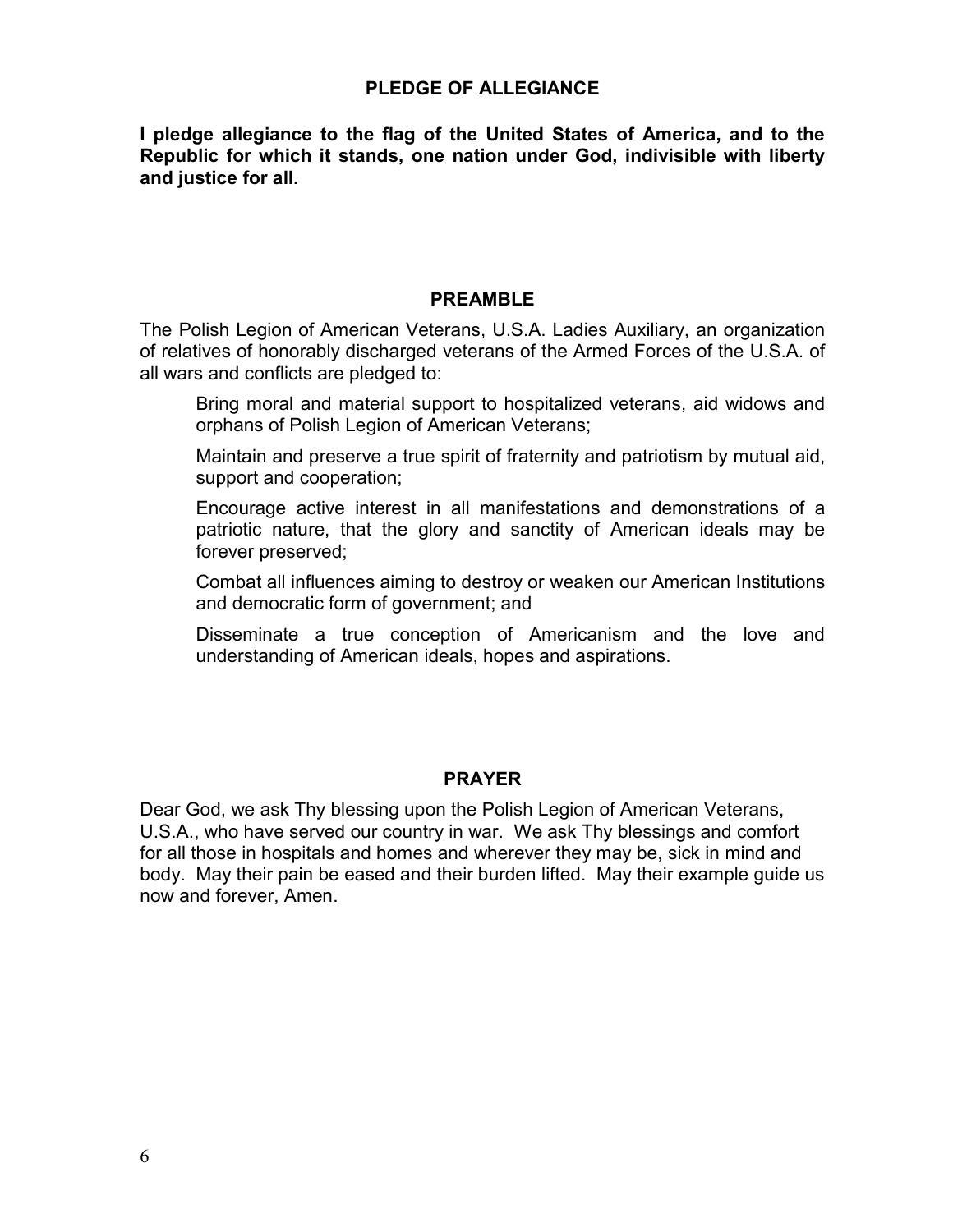## PLEDGE OF ALLEGIANCE

**I pledge allegiance to the flag of the United States of America, and to the Republic for which it stands, one nation under God, indivisible with liberty and justice for all.**

## PREAMBLE

The Polish Legion of American Veterans, U.S.A. Ladies Auxiliary, an organization of relatives of honorably discharged veterans of the Armed Forces of the U.S.A. of all wars and conflicts are pledged to:

> Bring moral and material support to hospitalized veterans, aid widows and orphans of Polish Legion of American Veterans;
>
> Maintain and preserve a true spirit of fraternity and patriotism by mutual aid, support and cooperation;
>
> Encourage active interest in all manifestations and demonstrations of a patriotic nature, that the glory and sanctity of American ideals may be forever preserved;
>
> Combat all influences aiming to destroy or weaken our American Institutions and democratic form of government; and
>
> Disseminate a true conception of Americanism and the love and understanding of American ideals, hopes and aspirations.

## PRAYER

Dear God, we ask Thy blessing upon the Polish Legion of American Veterans, U.S.A., who have served our country in war. We ask Thy blessings and comfort for all those in hospitals and homes and wherever they may be, sick in mind and body. May their pain be eased and their burden lifted. May their example guide us now and forever, Amen.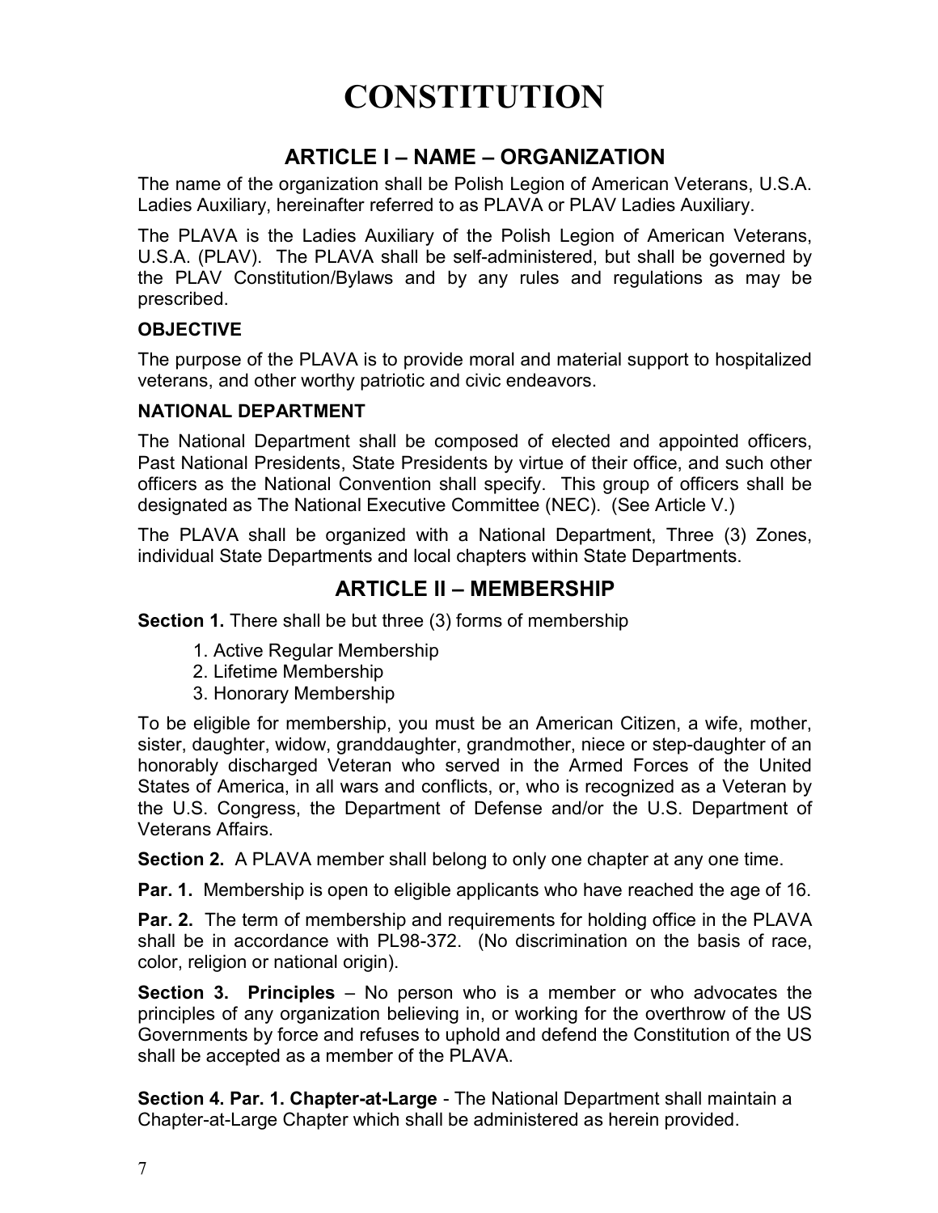# CONSTITUTION

## ARTICLE I – NAME – ORGANIZATION

The name of the organization shall be Polish Legion of American Veterans, U.S.A. Ladies Auxiliary, hereinafter referred to as PLAVA or PLAV Ladies Auxiliary.

The PLAVA is the Ladies Auxiliary of the Polish Legion of American Veterans, U.S.A. (PLAV). The PLAVA shall be self-administered, but shall be governed by the PLAV Constitution/Bylaws and by any rules and regulations as may be prescribed.

### OBJECTIVE

The purpose of the PLAVA is to provide moral and material support to hospitalized veterans, and other worthy patriotic and civic endeavors.

### NATIONAL DEPARTMENT

The National Department shall be composed of elected and appointed officers, Past National Presidents, State Presidents by virtue of their office, and such other officers as the National Convention shall specify. This group of officers shall be designated as The National Executive Committee (NEC). (See Article V.)

The PLAVA shall be organized with a National Department, Three (3) Zones, individual State Departments and local chapters within State Departments.

## ARTICLE II – MEMBERSHIP

**Section 1.** There shall be but three (3) forms of membership

1. Active Regular Membership
2. Lifetime Membership
3. Honorary Membership

To be eligible for membership, you must be an American Citizen, a wife, mother, sister, daughter, widow, granddaughter, grandmother, niece or step-daughter of an honorably discharged Veteran who served in the Armed Forces of the United States of America, in all wars and conflicts, or, who is recognized as a Veteran by the U.S. Congress, the Department of Defense and/or the U.S. Department of Veterans Affairs.

**Section 2.** A PLAVA member shall belong to only one chapter at any one time.

**Par. 1.** Membership is open to eligible applicants who have reached the age of 16.

**Par. 2.** The term of membership and requirements for holding office in the PLAVA shall be in accordance with PL98-372. (No discrimination on the basis of race, color, religion or national origin).

**Section 3. Principles** – No person who is a member or who advocates the principles of any organization believing in, or working for the overthrow of the US Governments by force and refuses to uphold and defend the Constitution of the US shall be accepted as a member of the PLAVA.

**Section 4. Par. 1. Chapter-at-Large** - The National Department shall maintain a Chapter-at-Large Chapter which shall be administered as herein provided.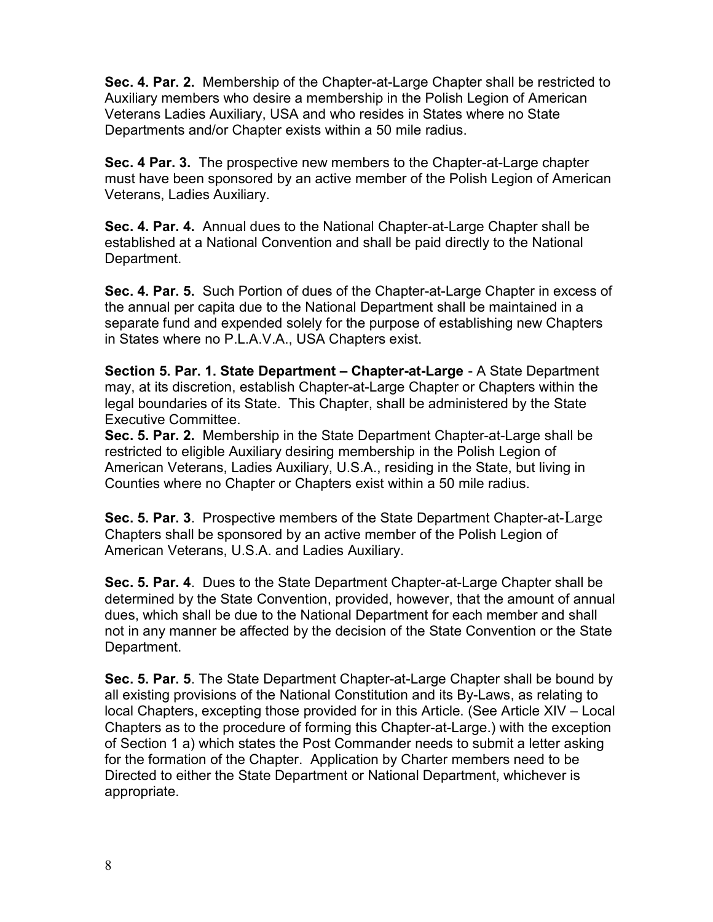**Sec. 4. Par. 2.** Membership of the Chapter-at-Large Chapter shall be restricted to Auxiliary members who desire a membership in the Polish Legion of American Veterans Ladies Auxiliary, USA and who resides in States where no State Departments and/or Chapter exists within a 50 mile radius.

**Sec. 4 Par. 3.** The prospective new members to the Chapter-at-Large chapter must have been sponsored by an active member of the Polish Legion of American Veterans, Ladies Auxiliary.

**Sec. 4. Par. 4.** Annual dues to the National Chapter-at-Large Chapter shall be established at a National Convention and shall be paid directly to the National Department.

**Sec. 4. Par. 5.** Such Portion of dues of the Chapter-at-Large Chapter in excess of the annual per capita due to the National Department shall be maintained in a separate fund and expended solely for the purpose of establishing new Chapters in States where no P.L.A.V.A., USA Chapters exist.

**Section 5. Par. 1. State Department – Chapter-at-Large** - A State Department may, at its discretion, establish Chapter-at-Large Chapter or Chapters within the legal boundaries of its State. This Chapter, shall be administered by the State Executive Committee.

**Sec. 5. Par. 2.** Membership in the State Department Chapter-at-Large shall be restricted to eligible Auxiliary desiring membership in the Polish Legion of American Veterans, Ladies Auxiliary, U.S.A., residing in the State, but living in Counties where no Chapter or Chapters exist within a 50 mile radius.

**Sec. 5. Par. 3**. Prospective members of the State Department Chapter-at-Large Chapters shall be sponsored by an active member of the Polish Legion of American Veterans, U.S.A. and Ladies Auxiliary.

**Sec. 5. Par. 4**. Dues to the State Department Chapter-at-Large Chapter shall be determined by the State Convention, provided, however, that the amount of annual dues, which shall be due to the National Department for each member and shall not in any manner be affected by the decision of the State Convention or the State Department.

**Sec. 5. Par. 5**. The State Department Chapter-at-Large Chapter shall be bound by all existing provisions of the National Constitution and its By-Laws, as relating to local Chapters, excepting those provided for in this Article. (See Article XIV – Local Chapters as to the procedure of forming this Chapter-at-Large.) with the exception of Section 1 a) which states the Post Commander needs to submit a letter asking for the formation of the Chapter. Application by Charter members need to be Directed to either the State Department or National Department, whichever is appropriate.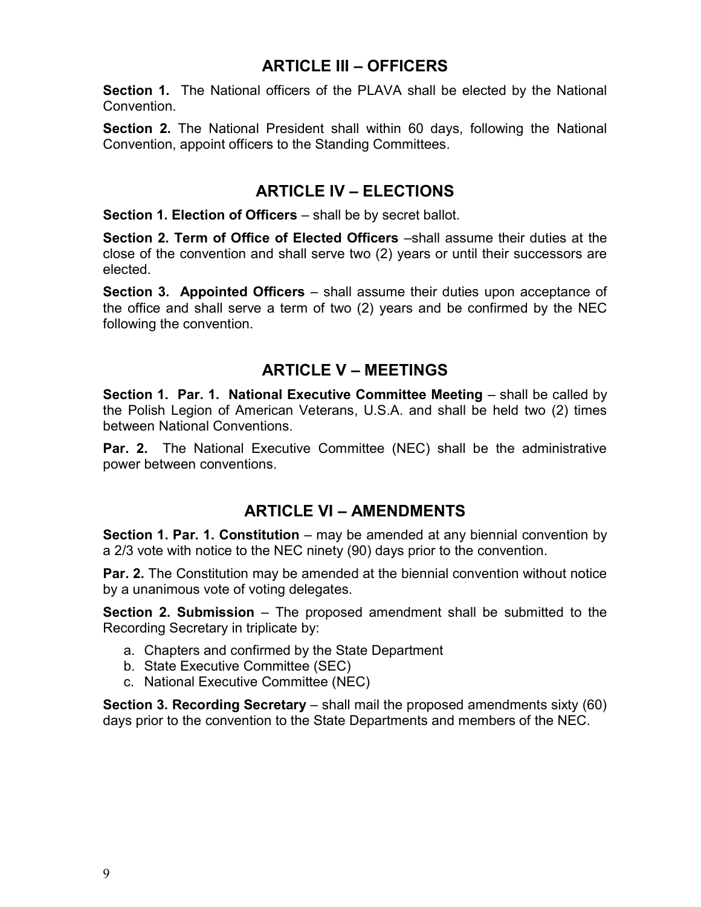## ARTICLE III – OFFICERS

**Section 1.** The National officers of the PLAVA shall be elected by the National Convention.

**Section 2.** The National President shall within 60 days, following the National Convention, appoint officers to the Standing Committees.

## ARTICLE IV – ELECTIONS

**Section 1. Election of Officers** – shall be by secret ballot.

**Section 2. Term of Office of Elected Officers** –shall assume their duties at the close of the convention and shall serve two (2) years or until their successors are elected.

**Section 3. Appointed Officers** – shall assume their duties upon acceptance of the office and shall serve a term of two (2) years and be confirmed by the NEC following the convention.

## ARTICLE V – MEETINGS

**Section 1. Par. 1. National Executive Committee Meeting** – shall be called by the Polish Legion of American Veterans, U.S.A. and shall be held two (2) times between National Conventions.

**Par. 2.** The National Executive Committee (NEC) shall be the administrative power between conventions.

## ARTICLE VI – AMENDMENTS

**Section 1. Par. 1. Constitution** – may be amended at any biennial convention by a 2/3 vote with notice to the NEC ninety (90) days prior to the convention.

**Par. 2.** The Constitution may be amended at the biennial convention without notice by a unanimous vote of voting delegates.

**Section 2. Submission** – The proposed amendment shall be submitted to the Recording Secretary in triplicate by:

a. Chapters and confirmed by the State Department
b. State Executive Committee (SEC)
c. National Executive Committee (NEC)

**Section 3. Recording Secretary** – shall mail the proposed amendments sixty (60) days prior to the convention to the State Departments and members of the NEC.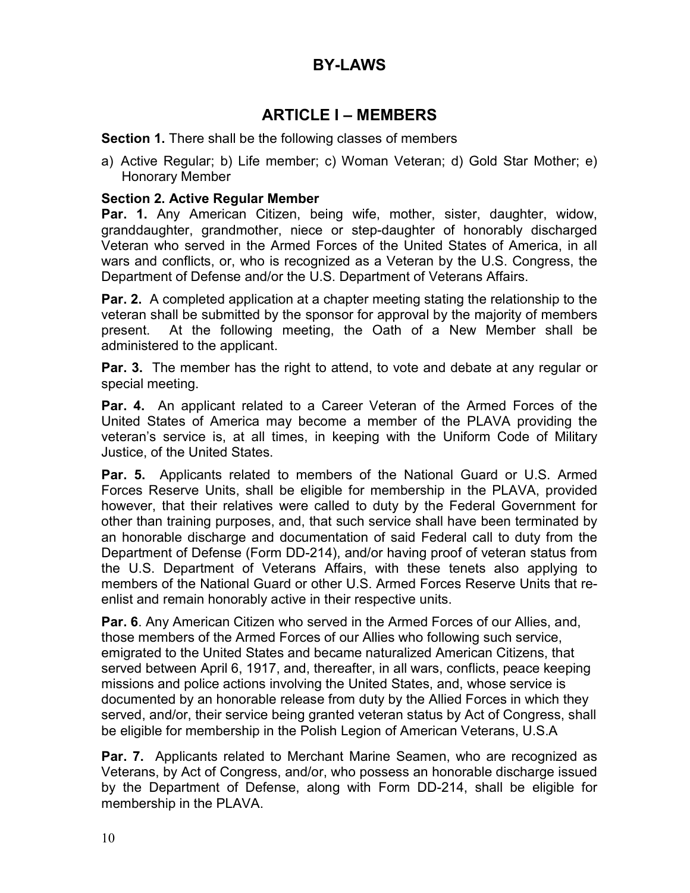# BY-LAWS

## ARTICLE I – MEMBERS

**Section 1.** There shall be the following classes of members

a) Active Regular; b) Life member; c) Woman Veteran; d) Gold Star Mother; e) Honorary Member

**Section 2. Active Regular Member**

**Par. 1.** Any American Citizen, being wife, mother, sister, daughter, widow, granddaughter, grandmother, niece or step-daughter of honorably discharged Veteran who served in the Armed Forces of the United States of America, in all wars and conflicts, or, who is recognized as a Veteran by the U.S. Congress, the Department of Defense and/or the U.S. Department of Veterans Affairs.

**Par. 2.** A completed application at a chapter meeting stating the relationship to the veteran shall be submitted by the sponsor for approval by the majority of members present. At the following meeting, the Oath of a New Member shall be administered to the applicant.

**Par. 3.** The member has the right to attend, to vote and debate at any regular or special meeting.

**Par. 4.** An applicant related to a Career Veteran of the Armed Forces of the United States of America may become a member of the PLAVA providing the veteran's service is, at all times, in keeping with the Uniform Code of Military Justice, of the United States.

**Par. 5.** Applicants related to members of the National Guard or U.S. Armed Forces Reserve Units, shall be eligible for membership in the PLAVA, provided however, that their relatives were called to duty by the Federal Government for other than training purposes, and, that such service shall have been terminated by an honorable discharge and documentation of said Federal call to duty from the Department of Defense (Form DD-214), and/or having proof of veteran status from the U.S. Department of Veterans Affairs, with these tenets also applying to members of the National Guard or other U.S. Armed Forces Reserve Units that re-enlist and remain honorably active in their respective units.

**Par. 6**. Any American Citizen who served in the Armed Forces of our Allies, and, those members of the Armed Forces of our Allies who following such service, emigrated to the United States and became naturalized American Citizens, that served between April 6, 1917, and, thereafter, in all wars, conflicts, peace keeping missions and police actions involving the United States, and, whose service is documented by an honorable release from duty by the Allied Forces in which they served, and/or, their service being granted veteran status by Act of Congress, shall be eligible for membership in the Polish Legion of American Veterans, U.S.A

**Par. 7.** Applicants related to Merchant Marine Seamen, who are recognized as Veterans, by Act of Congress, and/or, who possess an honorable discharge issued by the Department of Defense, along with Form DD-214, shall be eligible for membership in the PLAVA.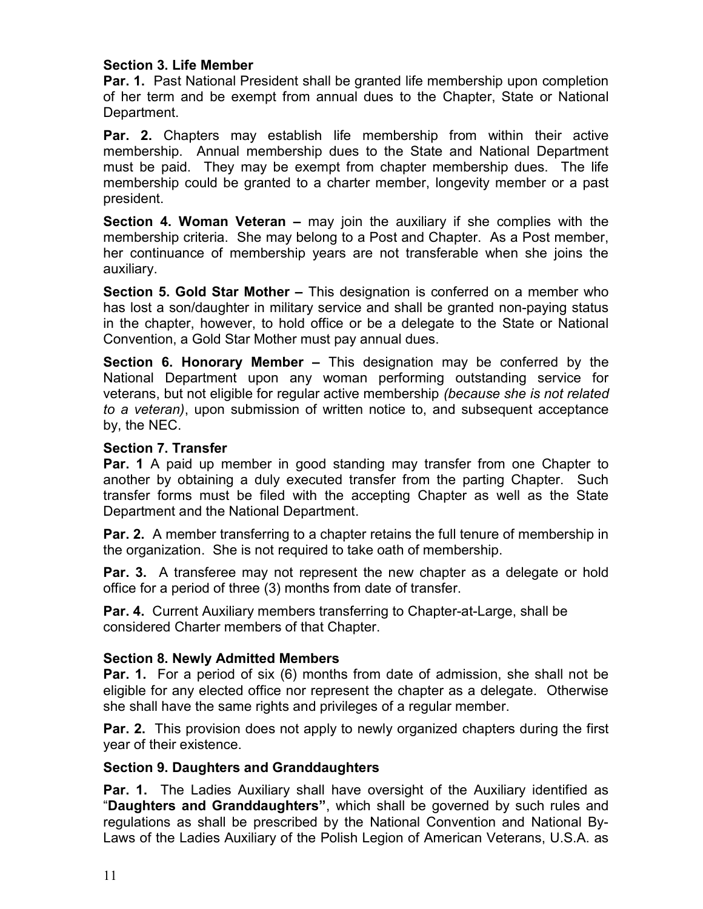**Section 3. Life Member**

**Par. 1.** Past National President shall be granted life membership upon completion of her term and be exempt from annual dues to the Chapter, State or National Department.

**Par. 2.** Chapters may establish life membership from within their active membership. Annual membership dues to the State and National Department must be paid. They may be exempt from chapter membership dues. The life membership could be granted to a charter member, longevity member or a past president.

**Section 4. Woman Veteran –** may join the auxiliary if she complies with the membership criteria. She may belong to a Post and Chapter. As a Post member, her continuance of membership years are not transferable when she joins the auxiliary.

**Section 5. Gold Star Mother –** This designation is conferred on a member who has lost a son/daughter in military service and shall be granted non-paying status in the chapter, however, to hold office or be a delegate to the State or National Convention, a Gold Star Mother must pay annual dues.

**Section 6. Honorary Member –** This designation may be conferred by the National Department upon any woman performing outstanding service for veterans, but not eligible for regular active membership *(because she is not related to a veteran)*, upon submission of written notice to, and subsequent acceptance by, the NEC.

**Section 7. Transfer**

**Par. 1** A paid up member in good standing may transfer from one Chapter to another by obtaining a duly executed transfer from the parting Chapter. Such transfer forms must be filed with the accepting Chapter as well as the State Department and the National Department.

**Par. 2.** A member transferring to a chapter retains the full tenure of membership in the organization. She is not required to take oath of membership.

**Par. 3.** A transferee may not represent the new chapter as a delegate or hold office for a period of three (3) months from date of transfer.

**Par. 4.** Current Auxiliary members transferring to Chapter-at-Large, shall be considered Charter members of that Chapter.

**Section 8. Newly Admitted Members**

**Par. 1.** For a period of six (6) months from date of admission, she shall not be eligible for any elected office nor represent the chapter as a delegate. Otherwise she shall have the same rights and privileges of a regular member.

**Par. 2.** This provision does not apply to newly organized chapters during the first year of their existence.

**Section 9. Daughters and Granddaughters**

**Par. 1.** The Ladies Auxiliary shall have oversight of the Auxiliary identified as "**Daughters and Granddaughters"**, which shall be governed by such rules and regulations as shall be prescribed by the National Convention and National By-Laws of the Ladies Auxiliary of the Polish Legion of American Veterans, U.S.A. as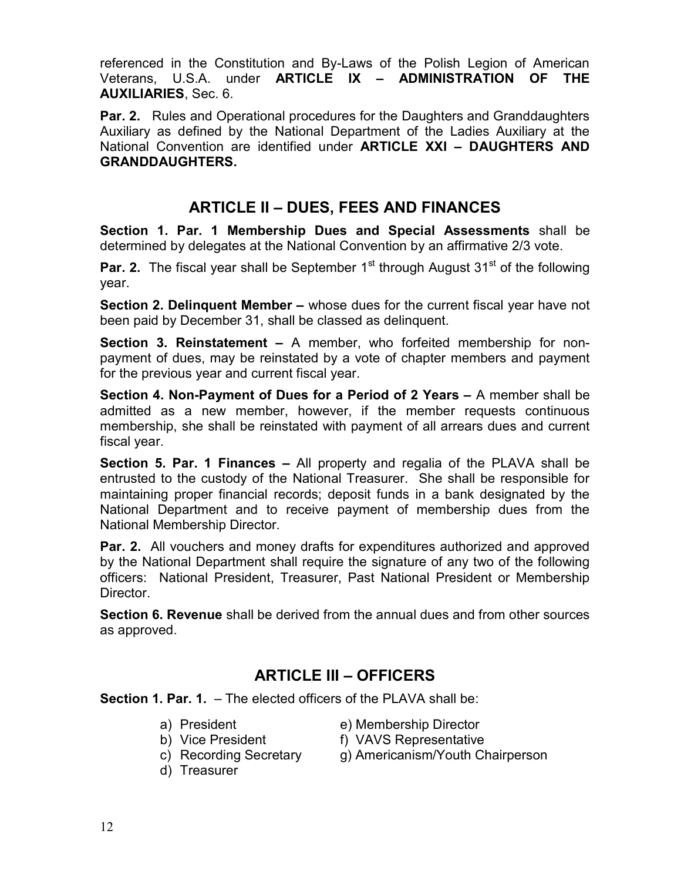referenced in the Constitution and By-Laws of the Polish Legion of American Veterans, U.S.A. under **ARTICLE IX – ADMINISTRATION OF THE AUXILIARIES**, Sec. 6.

**Par. 2.** Rules and Operational procedures for the Daughters and Granddaughters Auxiliary as defined by the National Department of the Ladies Auxiliary at the National Convention are identified under **ARTICLE XXI – DAUGHTERS AND GRANDDAUGHTERS.**

## ARTICLE II – DUES, FEES AND FINANCES

**Section 1. Par. 1 Membership Dues and Special Assessments** shall be determined by delegates at the National Convention by an affirmative 2/3 vote.

**Par. 2.** The fiscal year shall be September 1st through August 31st of the following year.

**Section 2. Delinquent Member –** whose dues for the current fiscal year have not been paid by December 31, shall be classed as delinquent.

**Section 3. Reinstatement –** A member, who forfeited membership for non-payment of dues, may be reinstated by a vote of chapter members and payment for the previous year and current fiscal year.

**Section 4. Non-Payment of Dues for a Period of 2 Years –** A member shall be admitted as a new member, however, if the member requests continuous membership, she shall be reinstated with payment of all arrears dues and current fiscal year.

**Section 5. Par. 1 Finances –** All property and regalia of the PLAVA shall be entrusted to the custody of the National Treasurer. She shall be responsible for maintaining proper financial records; deposit funds in a bank designated by the National Department and to receive payment of membership dues from the National Membership Director.

**Par. 2.** All vouchers and money drafts for expenditures authorized and approved by the National Department shall require the signature of any two of the following officers: National President, Treasurer, Past National President or Membership Director.

**Section 6. Revenue** shall be derived from the annual dues and from other sources as approved.

## ARTICLE III – OFFICERS

**Section 1. Par. 1.** – The elected officers of the PLAVA shall be:

a) President
b) Vice President
c) Recording Secretary
d) Treasurer
e) Membership Director
f) VAVS Representative
g) Americanism/Youth Chairperson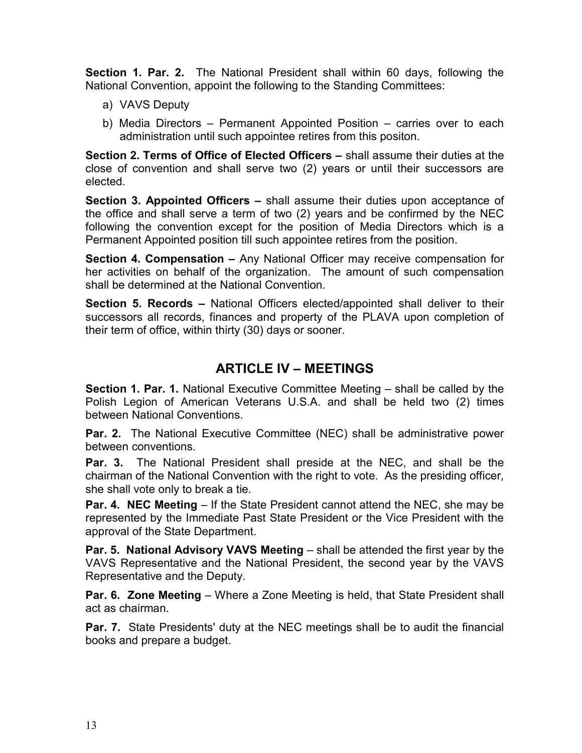**Section 1. Par. 2.** The National President shall within 60 days, following the National Convention, appoint the following to the Standing Committees:

a) VAVS Deputy

b) Media Directors – Permanent Appointed Position – carries over to each administration until such appointee retires from this positon.

**Section 2. Terms of Office of Elected Officers –** shall assume their duties at the close of convention and shall serve two (2) years or until their successors are elected.

**Section 3. Appointed Officers –** shall assume their duties upon acceptance of the office and shall serve a term of two (2) years and be confirmed by the NEC following the convention except for the position of Media Directors which is a Permanent Appointed position till such appointee retires from the position.

**Section 4. Compensation –** Any National Officer may receive compensation for her activities on behalf of the organization. The amount of such compensation shall be determined at the National Convention.

**Section 5. Records –** National Officers elected/appointed shall deliver to their successors all records, finances and property of the PLAVA upon completion of their term of office, within thirty (30) days or sooner.

## ARTICLE IV – MEETINGS

**Section 1. Par. 1.** National Executive Committee Meeting – shall be called by the Polish Legion of American Veterans U.S.A. and shall be held two (2) times between National Conventions.

**Par. 2.** The National Executive Committee (NEC) shall be administrative power between conventions.

**Par. 3.** The National President shall preside at the NEC, and shall be the chairman of the National Convention with the right to vote. As the presiding officer, she shall vote only to break a tie.

**Par. 4. NEC Meeting** – If the State President cannot attend the NEC, she may be represented by the Immediate Past State President or the Vice President with the approval of the State Department.

**Par. 5. National Advisory VAVS Meeting** – shall be attended the first year by the VAVS Representative and the National President, the second year by the VAVS Representative and the Deputy.

**Par. 6. Zone Meeting** – Where a Zone Meeting is held, that State President shall act as chairman.

**Par. 7.** State Presidents' duty at the NEC meetings shall be to audit the financial books and prepare a budget.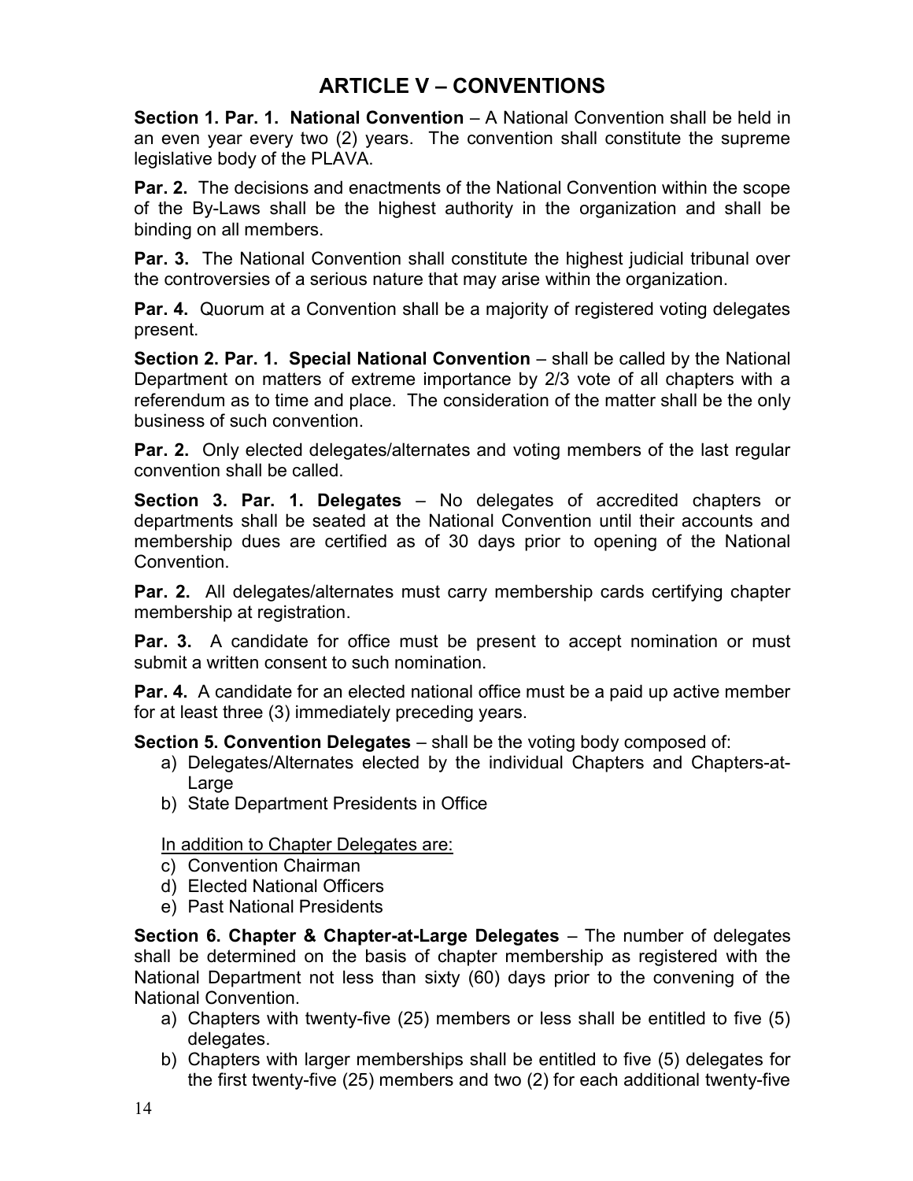# ARTICLE V – CONVENTIONS

**Section 1. Par. 1. National Convention** – A National Convention shall be held in an even year every two (2) years. The convention shall constitute the supreme legislative body of the PLAVA.

**Par. 2.** The decisions and enactments of the National Convention within the scope of the By-Laws shall be the highest authority in the organization and shall be binding on all members.

**Par. 3.** The National Convention shall constitute the highest judicial tribunal over the controversies of a serious nature that may arise within the organization.

**Par. 4.** Quorum at a Convention shall be a majority of registered voting delegates present.

**Section 2. Par. 1. Special National Convention** – shall be called by the National Department on matters of extreme importance by 2/3 vote of all chapters with a referendum as to time and place. The consideration of the matter shall be the only business of such convention.

**Par. 2.** Only elected delegates/alternates and voting members of the last regular convention shall be called.

**Section 3. Par. 1. Delegates** – No delegates of accredited chapters or departments shall be seated at the National Convention until their accounts and membership dues are certified as of 30 days prior to opening of the National Convention.

**Par. 2.** All delegates/alternates must carry membership cards certifying chapter membership at registration.

**Par. 3.** A candidate for office must be present to accept nomination or must submit a written consent to such nomination.

**Par. 4.** A candidate for an elected national office must be a paid up active member for at least three (3) immediately preceding years.

**Section 5. Convention Delegates** – shall be the voting body composed of:

a) Delegates/Alternates elected by the individual Chapters and Chapters-at-Large
b) State Department Presidents in Office

<u>In addition to Chapter Delegates are:</u>

c) Convention Chairman
d) Elected National Officers
e) Past National Presidents

**Section 6. Chapter & Chapter-at-Large Delegates** – The number of delegates shall be determined on the basis of chapter membership as registered with the National Department not less than sixty (60) days prior to the convening of the National Convention.

a) Chapters with twenty-five (25) members or less shall be entitled to five (5) delegates.
b) Chapters with larger memberships shall be entitled to five (5) delegates for the first twenty-five (25) members and two (2) for each additional twenty-five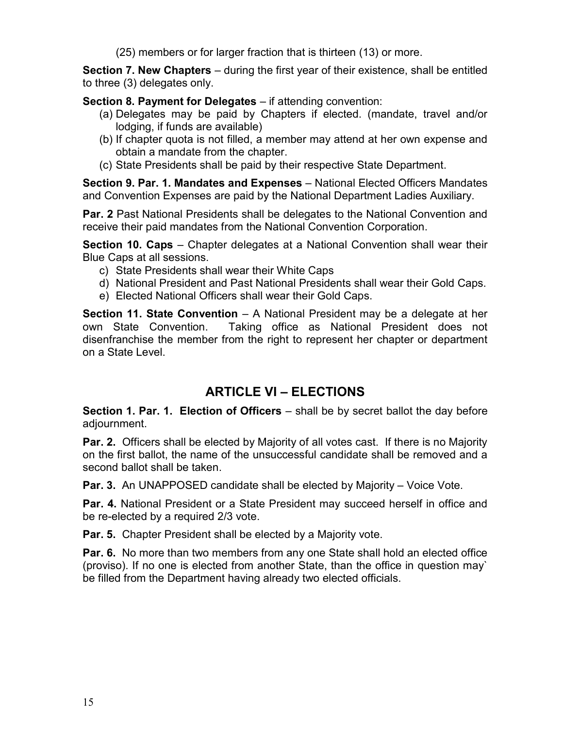(25) members or for larger fraction that is thirteen (13) or more.

**Section 7. New Chapters** – during the first year of their existence, shall be entitled to three (3) delegates only.

**Section 8. Payment for Delegates** – if attending convention:

(a) Delegates may be paid by Chapters if elected. (mandate, travel and/or lodging, if funds are available)
(b) If chapter quota is not filled, a member may attend at her own expense and obtain a mandate from the chapter.
(c) State Presidents shall be paid by their respective State Department.

**Section 9. Par. 1. Mandates and Expenses** – National Elected Officers Mandates and Convention Expenses are paid by the National Department Ladies Auxiliary.

**Par. 2** Past National Presidents shall be delegates to the National Convention and receive their paid mandates from the National Convention Corporation.

**Section 10. Caps** – Chapter delegates at a National Convention shall wear their Blue Caps at all sessions.

c) State Presidents shall wear their White Caps
d) National President and Past National Presidents shall wear their Gold Caps.
e) Elected National Officers shall wear their Gold Caps.

**Section 11. State Convention** – A National President may be a delegate at her own State Convention. Taking office as National President does not disenfranchise the member from the right to represent her chapter or department on a State Level.

## ARTICLE VI – ELECTIONS

**Section 1. Par. 1. Election of Officers** – shall be by secret ballot the day before adjournment.

**Par. 2.** Officers shall be elected by Majority of all votes cast. If there is no Majority on the first ballot, the name of the unsuccessful candidate shall be removed and a second ballot shall be taken.

**Par. 3.** An UNAPPOSED candidate shall be elected by Majority – Voice Vote.

**Par. 4.** National President or a State President may succeed herself in office and be re-elected by a required 2/3 vote.

**Par. 5.** Chapter President shall be elected by a Majority vote.

**Par. 6.** No more than two members from any one State shall hold an elected office (proviso). If no one is elected from another State, than the office in question may` be filled from the Department having already two elected officials.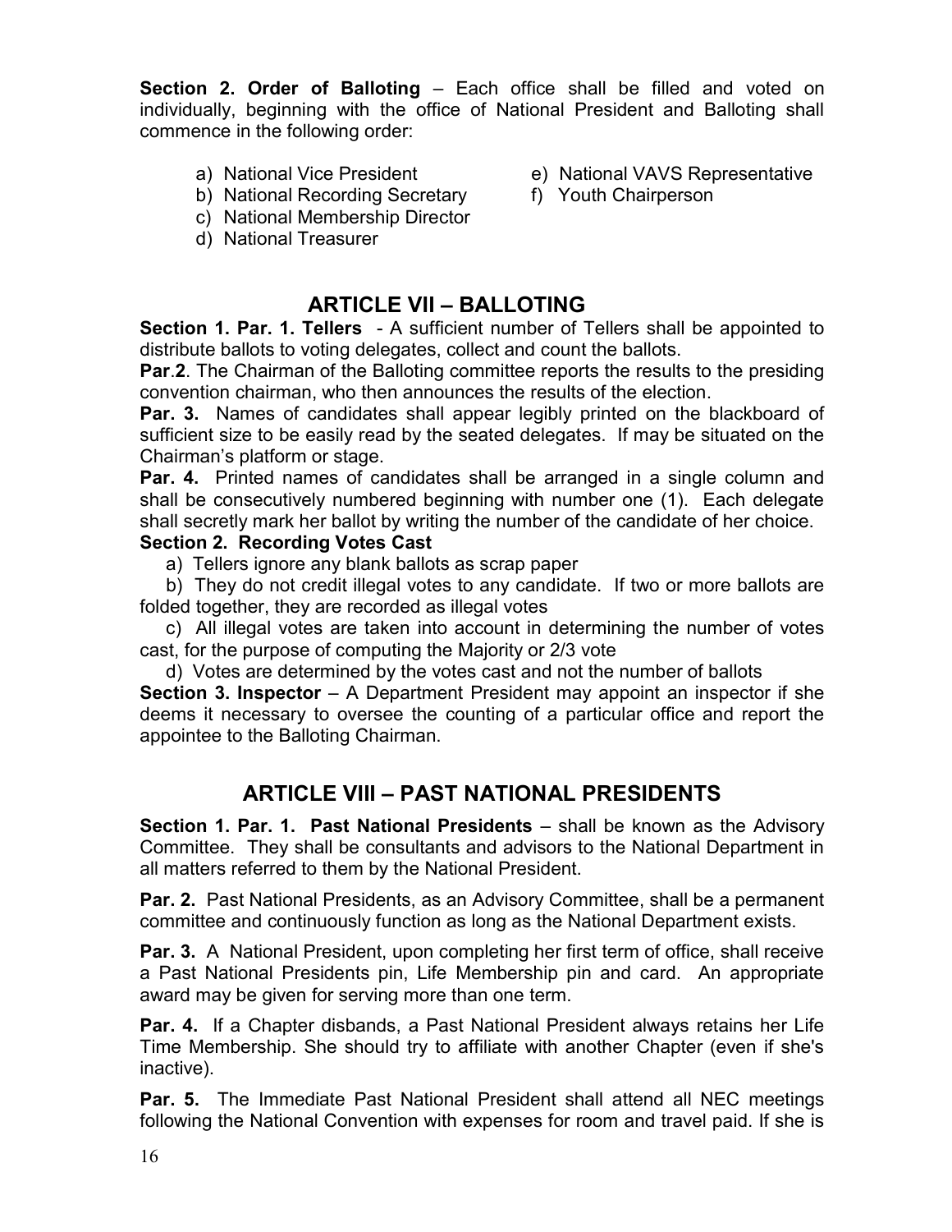**Section 2. Order of Balloting** – Each office shall be filled and voted on individually, beginning with the office of National President and Balloting shall commence in the following order:

a) National Vice President
b) National Recording Secretary
c) National Membership Director
d) National Treasurer
e) National VAVS Representative
f) Youth Chairperson

## ARTICLE VII – BALLOTING

**Section 1. Par. 1. Tellers** - A sufficient number of Tellers shall be appointed to distribute ballots to voting delegates, collect and count the ballots.

**Par**.**2**. The Chairman of the Balloting committee reports the results to the presiding convention chairman, who then announces the results of the election.

**Par. 3.** Names of candidates shall appear legibly printed on the blackboard of sufficient size to be easily read by the seated delegates. If may be situated on the Chairman's platform or stage.

**Par. 4.** Printed names of candidates shall be arranged in a single column and shall be consecutively numbered beginning with number one (1). Each delegate shall secretly mark her ballot by writing the number of the candidate of her choice.

**Section 2. Recording Votes Cast**

a) Tellers ignore any blank ballots as scrap paper

b) They do not credit illegal votes to any candidate. If two or more ballots are folded together, they are recorded as illegal votes

c) All illegal votes are taken into account in determining the number of votes cast, for the purpose of computing the Majority or 2/3 vote

d) Votes are determined by the votes cast and not the number of ballots

**Section 3. Inspector** – A Department President may appoint an inspector if she deems it necessary to oversee the counting of a particular office and report the appointee to the Balloting Chairman.

## ARTICLE VIII – PAST NATIONAL PRESIDENTS

**Section 1. Par. 1. Past National Presidents** – shall be known as the Advisory Committee. They shall be consultants and advisors to the National Department in all matters referred to them by the National President.

**Par. 2.** Past National Presidents, as an Advisory Committee, shall be a permanent committee and continuously function as long as the National Department exists.

**Par. 3.** A National President, upon completing her first term of office, shall receive a Past National Presidents pin, Life Membership pin and card. An appropriate award may be given for serving more than one term.

**Par. 4.** If a Chapter disbands, a Past National President always retains her Life Time Membership. She should try to affiliate with another Chapter (even if she's inactive).

**Par. 5.** The Immediate Past National President shall attend all NEC meetings following the National Convention with expenses for room and travel paid. If she is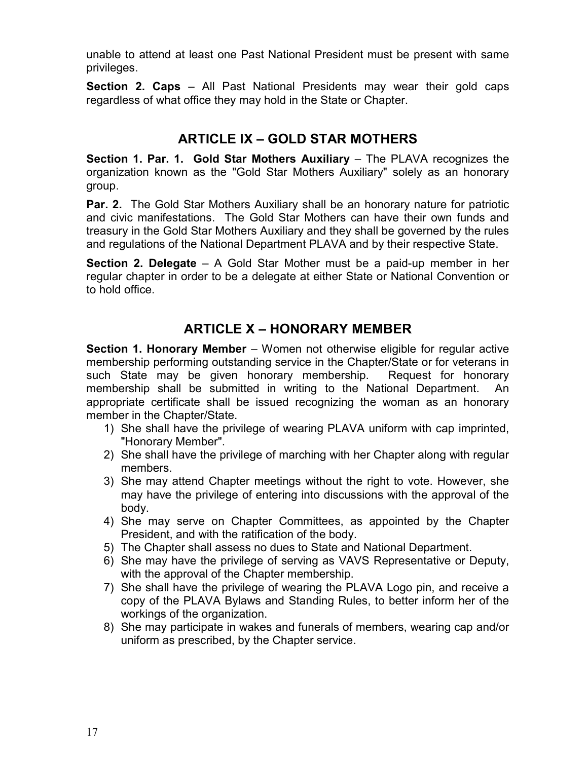unable to attend at least one Past National President must be present with same privileges.

**Section 2. Caps** – All Past National Presidents may wear their gold caps regardless of what office they may hold in the State or Chapter.

## ARTICLE IX – GOLD STAR MOTHERS

**Section 1. Par. 1. Gold Star Mothers Auxiliary** – The PLAVA recognizes the organization known as the "Gold Star Mothers Auxiliary" solely as an honorary group.

**Par. 2.** The Gold Star Mothers Auxiliary shall be an honorary nature for patriotic and civic manifestations. The Gold Star Mothers can have their own funds and treasury in the Gold Star Mothers Auxiliary and they shall be governed by the rules and regulations of the National Department PLAVA and by their respective State.

**Section 2. Delegate** – A Gold Star Mother must be a paid-up member in her regular chapter in order to be a delegate at either State or National Convention or to hold office.

## ARTICLE X – HONORARY MEMBER

**Section 1. Honorary Member** – Women not otherwise eligible for regular active membership performing outstanding service in the Chapter/State or for veterans in such State may be given honorary membership. Request for honorary membership shall be submitted in writing to the National Department. An appropriate certificate shall be issued recognizing the woman as an honorary member in the Chapter/State.

1) She shall have the privilege of wearing PLAVA uniform with cap imprinted, "Honorary Member".
2) She shall have the privilege of marching with her Chapter along with regular members.
3) She may attend Chapter meetings without the right to vote. However, she may have the privilege of entering into discussions with the approval of the body.
4) She may serve on Chapter Committees, as appointed by the Chapter President, and with the ratification of the body.
5) The Chapter shall assess no dues to State and National Department.
6) She may have the privilege of serving as VAVS Representative or Deputy, with the approval of the Chapter membership.
7) She shall have the privilege of wearing the PLAVA Logo pin, and receive a copy of the PLAVA Bylaws and Standing Rules, to better inform her of the workings of the organization.
8) She may participate in wakes and funerals of members, wearing cap and/or uniform as prescribed, by the Chapter service.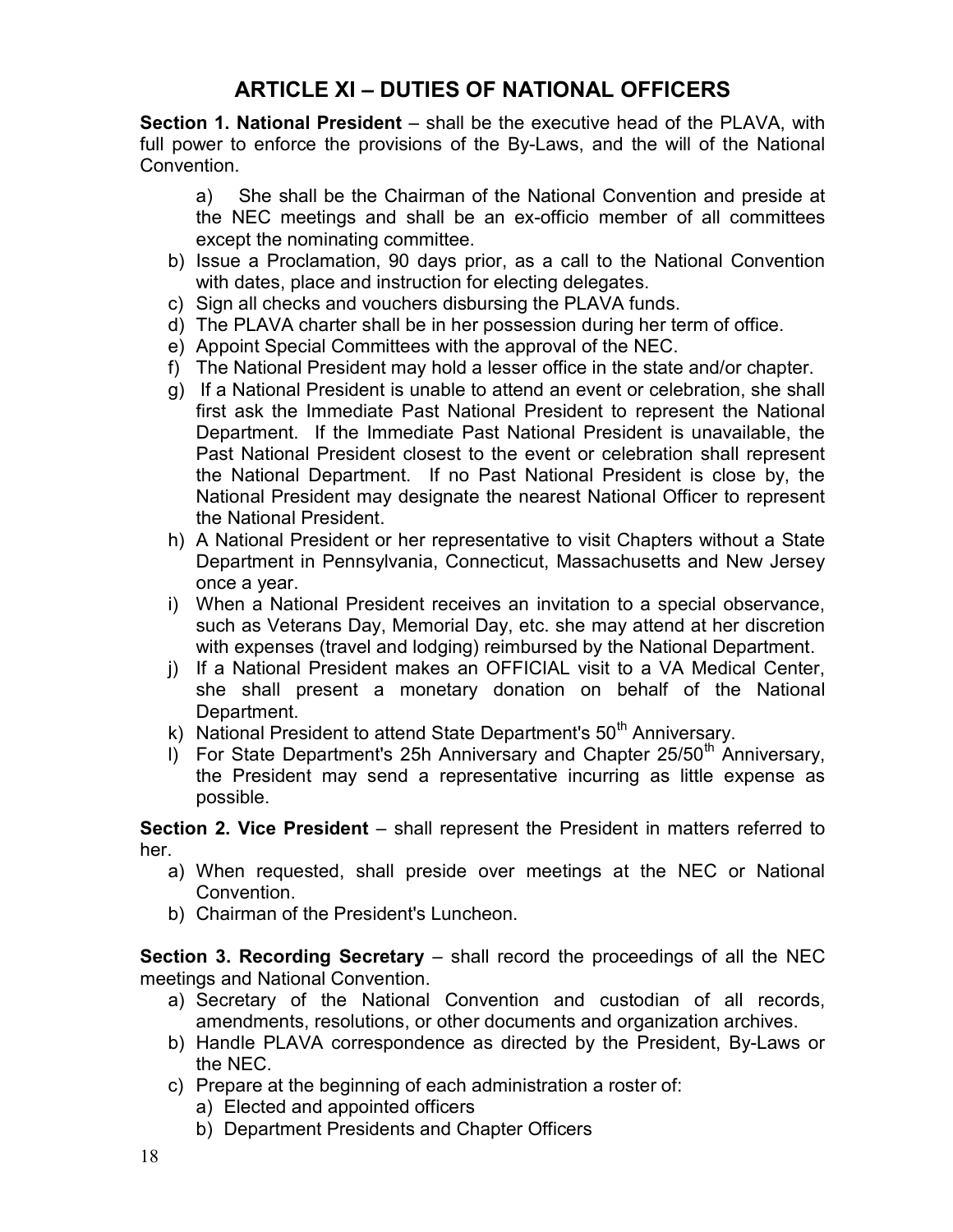# ARTICLE XI – DUTIES OF NATIONAL OFFICERS

**Section 1. National President** – shall be the executive head of the PLAVA, with full power to enforce the provisions of the By-Laws, and the will of the National Convention.

a) She shall be the Chairman of the National Convention and preside at the NEC meetings and shall be an ex-officio member of all committees except the nominating committee.

b) Issue a Proclamation, 90 days prior, as a call to the National Convention with dates, place and instruction for electing delegates.

c) Sign all checks and vouchers disbursing the PLAVA funds.

d) The PLAVA charter shall be in her possession during her term of office.

e) Appoint Special Committees with the approval of the NEC.

f) The National President may hold a lesser office in the state and/or chapter.

g) If a National President is unable to attend an event or celebration, she shall first ask the Immediate Past National President to represent the National Department. If the Immediate Past National President is unavailable, the Past National President closest to the event or celebration shall represent the National Department. If no Past National President is close by, the National President may designate the nearest National Officer to represent the National President.

h) A National President or her representative to visit Chapters without a State Department in Pennsylvania, Connecticut, Massachusetts and New Jersey once a year.

i) When a National President receives an invitation to a special observance, such as Veterans Day, Memorial Day, etc. she may attend at her discretion with expenses (travel and lodging) reimbursed by the National Department.

j) If a National President makes an OFFICIAL visit to a VA Medical Center, she shall present a monetary donation on behalf of the National Department.

k) National President to attend State Department's 50th Anniversary.

l) For State Department's 25h Anniversary and Chapter 25/50th Anniversary, the President may send a representative incurring as little expense as possible.

**Section 2. Vice President** – shall represent the President in matters referred to her.

a) When requested, shall preside over meetings at the NEC or National Convention.

b) Chairman of the President's Luncheon.

**Section 3. Recording Secretary** – shall record the proceedings of all the NEC meetings and National Convention.

a) Secretary of the National Convention and custodian of all records, amendments, resolutions, or other documents and organization archives.

b) Handle PLAVA correspondence as directed by the President, By-Laws or the NEC.

c) Prepare at the beginning of each administration a roster of:
   - a) Elected and appointed officers
   - b) Department Presidents and Chapter Officers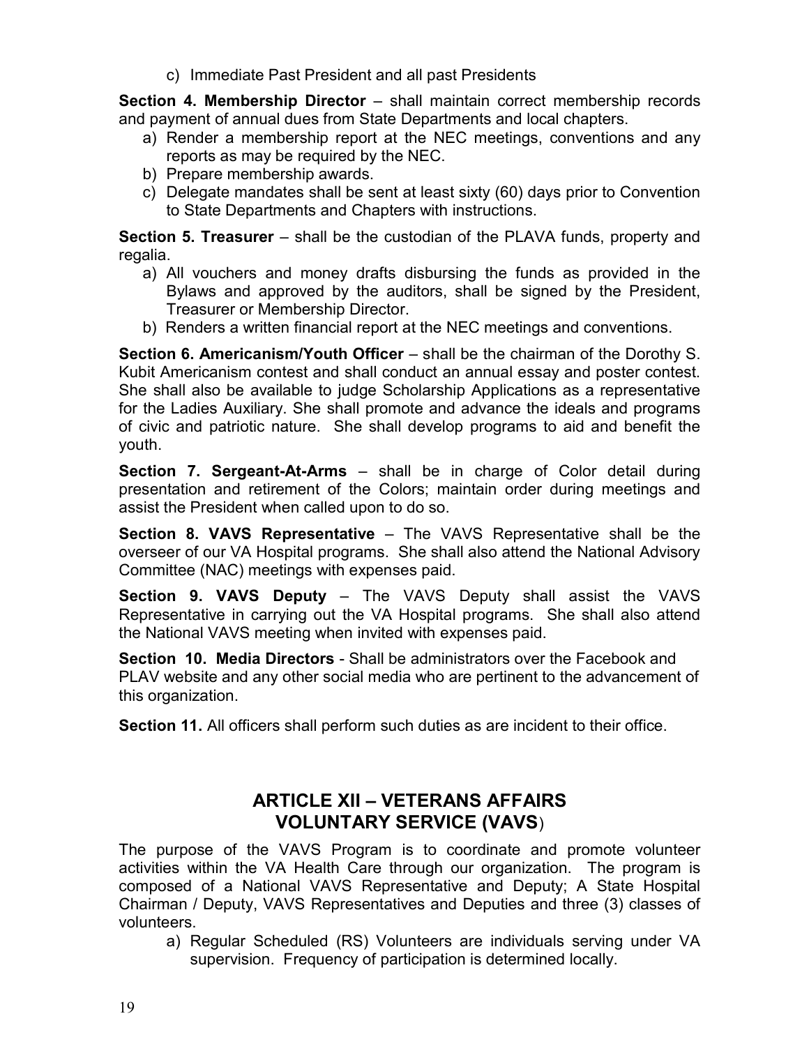c) Immediate Past President and all past Presidents

**Section 4. Membership Director** – shall maintain correct membership records and payment of annual dues from State Departments and local chapters.

a) Render a membership report at the NEC meetings, conventions and any reports as may be required by the NEC.
b) Prepare membership awards.
c) Delegate mandates shall be sent at least sixty (60) days prior to Convention to State Departments and Chapters with instructions.

**Section 5. Treasurer** – shall be the custodian of the PLAVA funds, property and regalia.

a) All vouchers and money drafts disbursing the funds as provided in the Bylaws and approved by the auditors, shall be signed by the President, Treasurer or Membership Director.
b) Renders a written financial report at the NEC meetings and conventions.

**Section 6. Americanism/Youth Officer** – shall be the chairman of the Dorothy S. Kubit Americanism contest and shall conduct an annual essay and poster contest. She shall also be available to judge Scholarship Applications as a representative for the Ladies Auxiliary. She shall promote and advance the ideals and programs of civic and patriotic nature. She shall develop programs to aid and benefit the youth.

**Section 7. Sergeant-At-Arms** – shall be in charge of Color detail during presentation and retirement of the Colors; maintain order during meetings and assist the President when called upon to do so.

**Section 8. VAVS Representative** – The VAVS Representative shall be the overseer of our VA Hospital programs. She shall also attend the National Advisory Committee (NAC) meetings with expenses paid.

**Section 9. VAVS Deputy** – The VAVS Deputy shall assist the VAVS Representative in carrying out the VA Hospital programs. She shall also attend the National VAVS meeting when invited with expenses paid.

**Section 10. Media Directors** - Shall be administrators over the Facebook and PLAV website and any other social media who are pertinent to the advancement of this organization.

**Section 11.** All officers shall perform such duties as are incident to their office.

## ARTICLE XII – VETERANS AFFAIRS VOLUNTARY SERVICE (VAVS)

The purpose of the VAVS Program is to coordinate and promote volunteer activities within the VA Health Care through our organization. The program is composed of a National VAVS Representative and Deputy; A State Hospital Chairman / Deputy, VAVS Representatives and Deputies and three (3) classes of volunteers.

a) Regular Scheduled (RS) Volunteers are individuals serving under VA supervision. Frequency of participation is determined locally.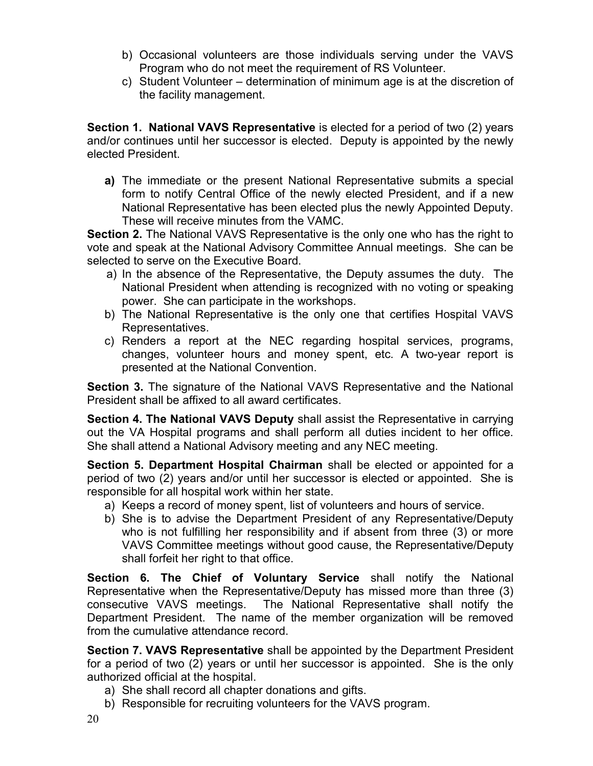b) Occasional volunteers are those individuals serving under the VAVS Program who do not meet the requirement of RS Volunteer.
c) Student Volunteer – determination of minimum age is at the discretion of the facility management.

**Section 1. National VAVS Representative** is elected for a period of two (2) years and/or continues until her successor is elected. Deputy is appointed by the newly elected President.

**a)** The immediate or the present National Representative submits a special form to notify Central Office of the newly elected President, and if a new National Representative has been elected plus the newly Appointed Deputy. These will receive minutes from the VAMC.

**Section 2.** The National VAVS Representative is the only one who has the right to vote and speak at the National Advisory Committee Annual meetings. She can be selected to serve on the Executive Board.

a) In the absence of the Representative, the Deputy assumes the duty. The National President when attending is recognized with no voting or speaking power. She can participate in the workshops.
b) The National Representative is the only one that certifies Hospital VAVS Representatives.
c) Renders a report at the NEC regarding hospital services, programs, changes, volunteer hours and money spent, etc. A two-year report is presented at the National Convention.

**Section 3.** The signature of the National VAVS Representative and the National President shall be affixed to all award certificates.

**Section 4. The National VAVS Deputy** shall assist the Representative in carrying out the VA Hospital programs and shall perform all duties incident to her office. She shall attend a National Advisory meeting and any NEC meeting.

**Section 5. Department Hospital Chairman** shall be elected or appointed for a period of two (2) years and/or until her successor is elected or appointed. She is responsible for all hospital work within her state.

a) Keeps a record of money spent, list of volunteers and hours of service.
b) She is to advise the Department President of any Representative/Deputy who is not fulfilling her responsibility and if absent from three (3) or more VAVS Committee meetings without good cause, the Representative/Deputy shall forfeit her right to that office.

**Section 6. The Chief of Voluntary Service** shall notify the National Representative when the Representative/Deputy has missed more than three (3) consecutive VAVS meetings. The National Representative shall notify the Department President. The name of the member organization will be removed from the cumulative attendance record.

**Section 7. VAVS Representative** shall be appointed by the Department President for a period of two (2) years or until her successor is appointed. She is the only authorized official at the hospital.

a) She shall record all chapter donations and gifts.
b) Responsible for recruiting volunteers for the VAVS program.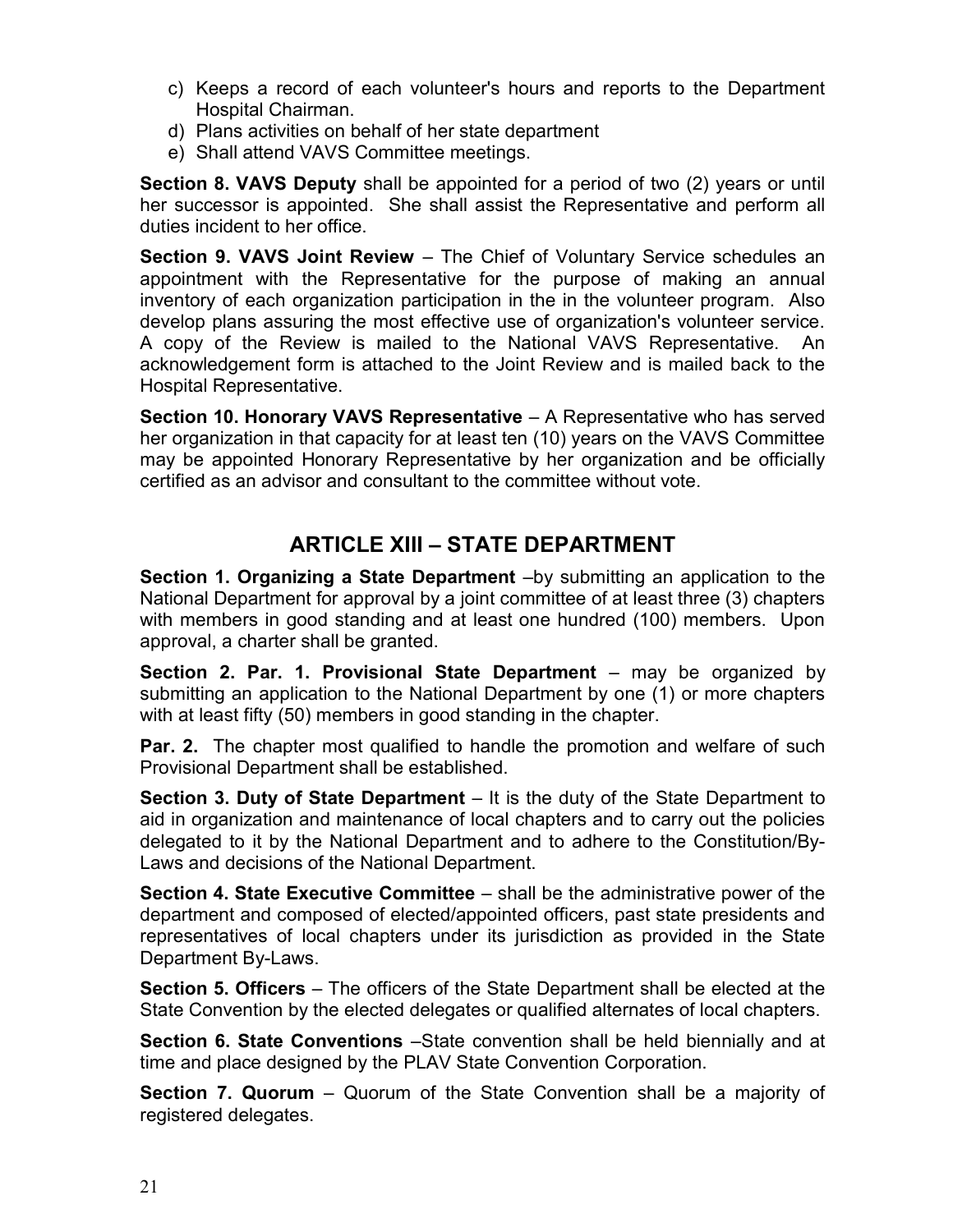c) Keeps a record of each volunteer's hours and reports to the Department Hospital Chairman.
d) Plans activities on behalf of her state department
e) Shall attend VAVS Committee meetings.

**Section 8. VAVS Deputy** shall be appointed for a period of two (2) years or until her successor is appointed. She shall assist the Representative and perform all duties incident to her office.

**Section 9. VAVS Joint Review** – The Chief of Voluntary Service schedules an appointment with the Representative for the purpose of making an annual inventory of each organization participation in the in the volunteer program. Also develop plans assuring the most effective use of organization's volunteer service. A copy of the Review is mailed to the National VAVS Representative. An acknowledgement form is attached to the Joint Review and is mailed back to the Hospital Representative.

**Section 10. Honorary VAVS Representative** – A Representative who has served her organization in that capacity for at least ten (10) years on the VAVS Committee may be appointed Honorary Representative by her organization and be officially certified as an advisor and consultant to the committee without vote.

## ARTICLE XIII – STATE DEPARTMENT

**Section 1. Organizing a State Department** –by submitting an application to the National Department for approval by a joint committee of at least three (3) chapters with members in good standing and at least one hundred (100) members. Upon approval, a charter shall be granted.

**Section 2. Par. 1. Provisional State Department** – may be organized by submitting an application to the National Department by one (1) or more chapters with at least fifty (50) members in good standing in the chapter.

**Par. 2.** The chapter most qualified to handle the promotion and welfare of such Provisional Department shall be established.

**Section 3. Duty of State Department** – It is the duty of the State Department to aid in organization and maintenance of local chapters and to carry out the policies delegated to it by the National Department and to adhere to the Constitution/By-Laws and decisions of the National Department.

**Section 4. State Executive Committee** – shall be the administrative power of the department and composed of elected/appointed officers, past state presidents and representatives of local chapters under its jurisdiction as provided in the State Department By-Laws.

**Section 5. Officers** – The officers of the State Department shall be elected at the State Convention by the elected delegates or qualified alternates of local chapters.

**Section 6. State Conventions** –State convention shall be held biennially and at time and place designed by the PLAV State Convention Corporation.

**Section 7. Quorum** – Quorum of the State Convention shall be a majority of registered delegates.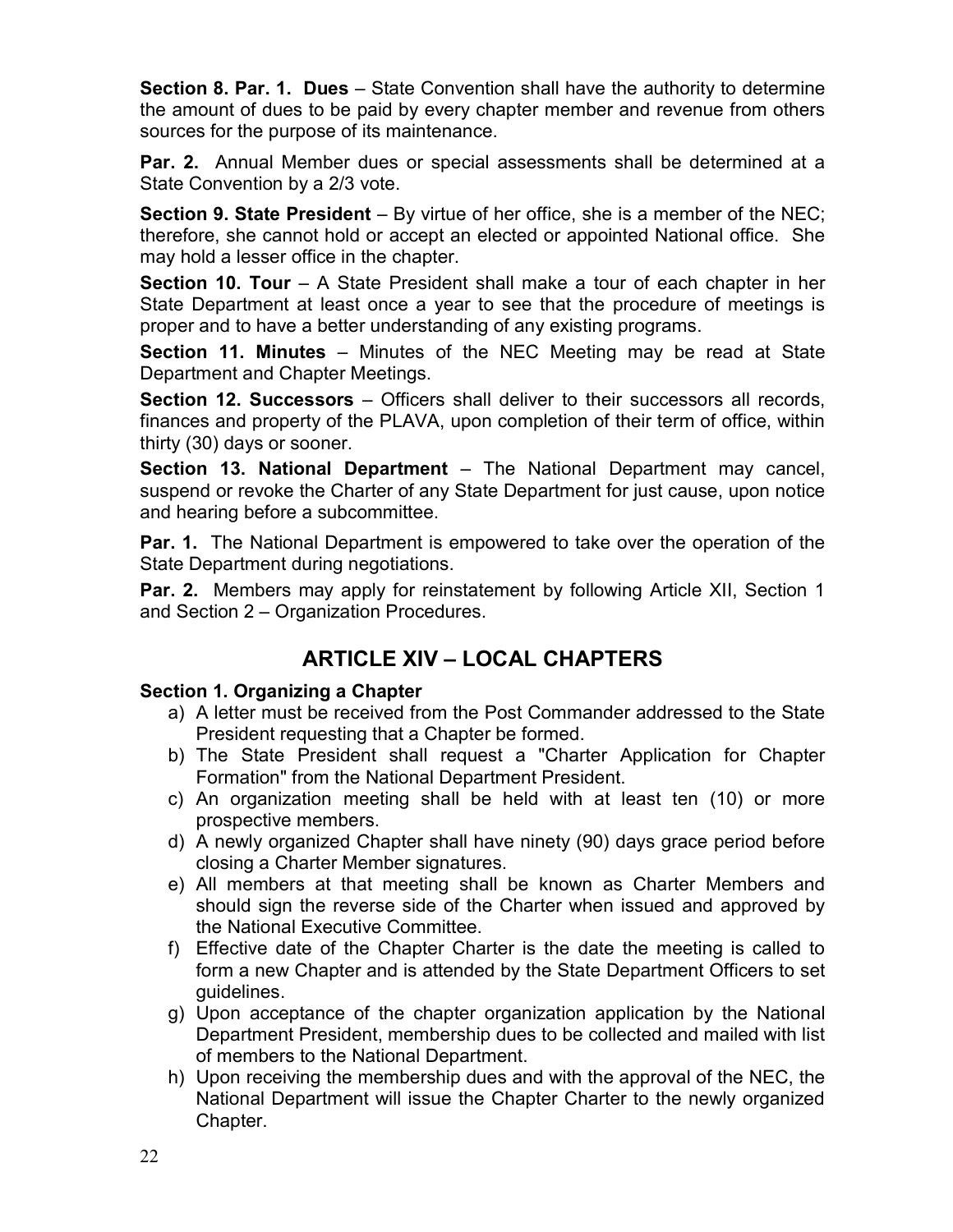**Section 8. Par. 1. Dues** – State Convention shall have the authority to determine the amount of dues to be paid by every chapter member and revenue from others sources for the purpose of its maintenance.

**Par. 2.** Annual Member dues or special assessments shall be determined at a State Convention by a 2/3 vote.

**Section 9. State President** – By virtue of her office, she is a member of the NEC; therefore, she cannot hold or accept an elected or appointed National office. She may hold a lesser office in the chapter.

**Section 10. Tour** – A State President shall make a tour of each chapter in her State Department at least once a year to see that the procedure of meetings is proper and to have a better understanding of any existing programs.

**Section 11. Minutes** – Minutes of the NEC Meeting may be read at State Department and Chapter Meetings.

**Section 12. Successors** – Officers shall deliver to their successors all records, finances and property of the PLAVA, upon completion of their term of office, within thirty (30) days or sooner.

**Section 13. National Department** – The National Department may cancel, suspend or revoke the Charter of any State Department for just cause, upon notice and hearing before a subcommittee.

**Par. 1.** The National Department is empowered to take over the operation of the State Department during negotiations.

**Par. 2.** Members may apply for reinstatement by following Article XII, Section 1 and Section 2 – Organization Procedures.

## ARTICLE XIV – LOCAL CHAPTERS

**Section 1. Organizing a Chapter**

a) A letter must be received from the Post Commander addressed to the State President requesting that a Chapter be formed.
b) The State President shall request a "Charter Application for Chapter Formation" from the National Department President.
c) An organization meeting shall be held with at least ten (10) or more prospective members.
d) A newly organized Chapter shall have ninety (90) days grace period before closing a Charter Member signatures.
e) All members at that meeting shall be known as Charter Members and should sign the reverse side of the Charter when issued and approved by the National Executive Committee.
f) Effective date of the Chapter Charter is the date the meeting is called to form a new Chapter and is attended by the State Department Officers to set guidelines.
g) Upon acceptance of the chapter organization application by the National Department President, membership dues to be collected and mailed with list of members to the National Department.
h) Upon receiving the membership dues and with the approval of the NEC, the National Department will issue the Chapter Charter to the newly organized Chapter.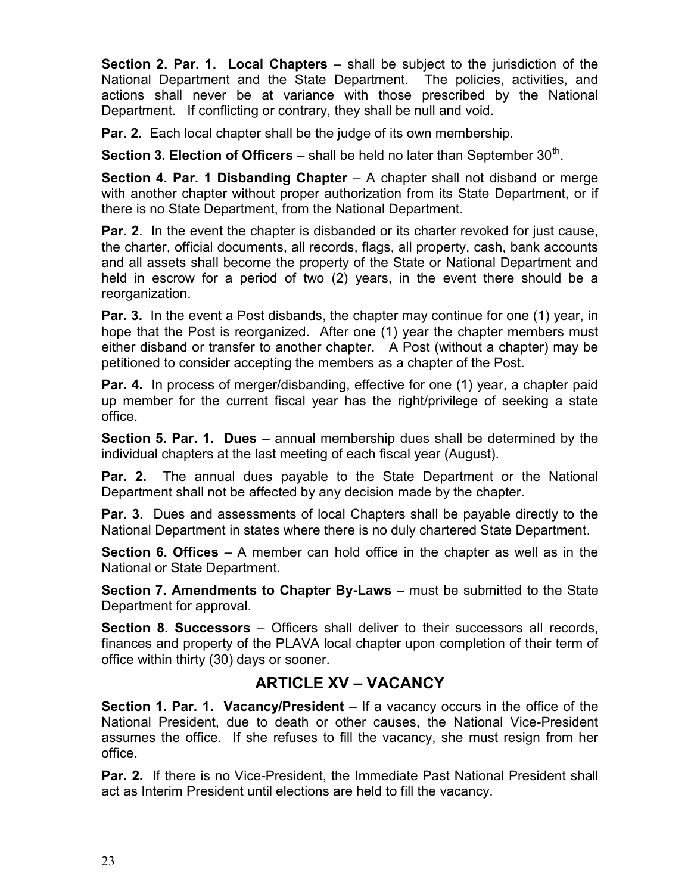**Section 2. Par. 1. Local Chapters** – shall be subject to the jurisdiction of the National Department and the State Department. The policies, activities, and actions shall never be at variance with those prescribed by the National Department. If conflicting or contrary, they shall be null and void.

**Par. 2.** Each local chapter shall be the judge of its own membership.

**Section 3. Election of Officers** – shall be held no later than September 30th.

**Section 4. Par. 1 Disbanding Chapter** – A chapter shall not disband or merge with another chapter without proper authorization from its State Department, or if there is no State Department, from the National Department.

**Par. 2**. In the event the chapter is disbanded or its charter revoked for just cause, the charter, official documents, all records, flags, all property, cash, bank accounts and all assets shall become the property of the State or National Department and held in escrow for a period of two (2) years, in the event there should be a reorganization.

**Par. 3.** In the event a Post disbands, the chapter may continue for one (1) year, in hope that the Post is reorganized. After one (1) year the chapter members must either disband or transfer to another chapter. A Post (without a chapter) may be petitioned to consider accepting the members as a chapter of the Post.

**Par. 4.** In process of merger/disbanding, effective for one (1) year, a chapter paid up member for the current fiscal year has the right/privilege of seeking a state office.

**Section 5. Par. 1. Dues** – annual membership dues shall be determined by the individual chapters at the last meeting of each fiscal year (August).

**Par. 2.** The annual dues payable to the State Department or the National Department shall not be affected by any decision made by the chapter.

**Par. 3.** Dues and assessments of local Chapters shall be payable directly to the National Department in states where there is no duly chartered State Department.

**Section 6. Offices** – A member can hold office in the chapter as well as in the National or State Department.

**Section 7. Amendments to Chapter By-Laws** – must be submitted to the State Department for approval.

**Section 8. Successors** – Officers shall deliver to their successors all records, finances and property of the PLAVA local chapter upon completion of their term of office within thirty (30) days or sooner.

## ARTICLE XV – VACANCY

**Section 1. Par. 1. Vacancy/President** – If a vacancy occurs in the office of the National President, due to death or other causes, the National Vice-President assumes the office. If she refuses to fill the vacancy, she must resign from her office.

**Par. 2.** If there is no Vice-President, the Immediate Past National President shall act as Interim President until elections are held to fill the vacancy.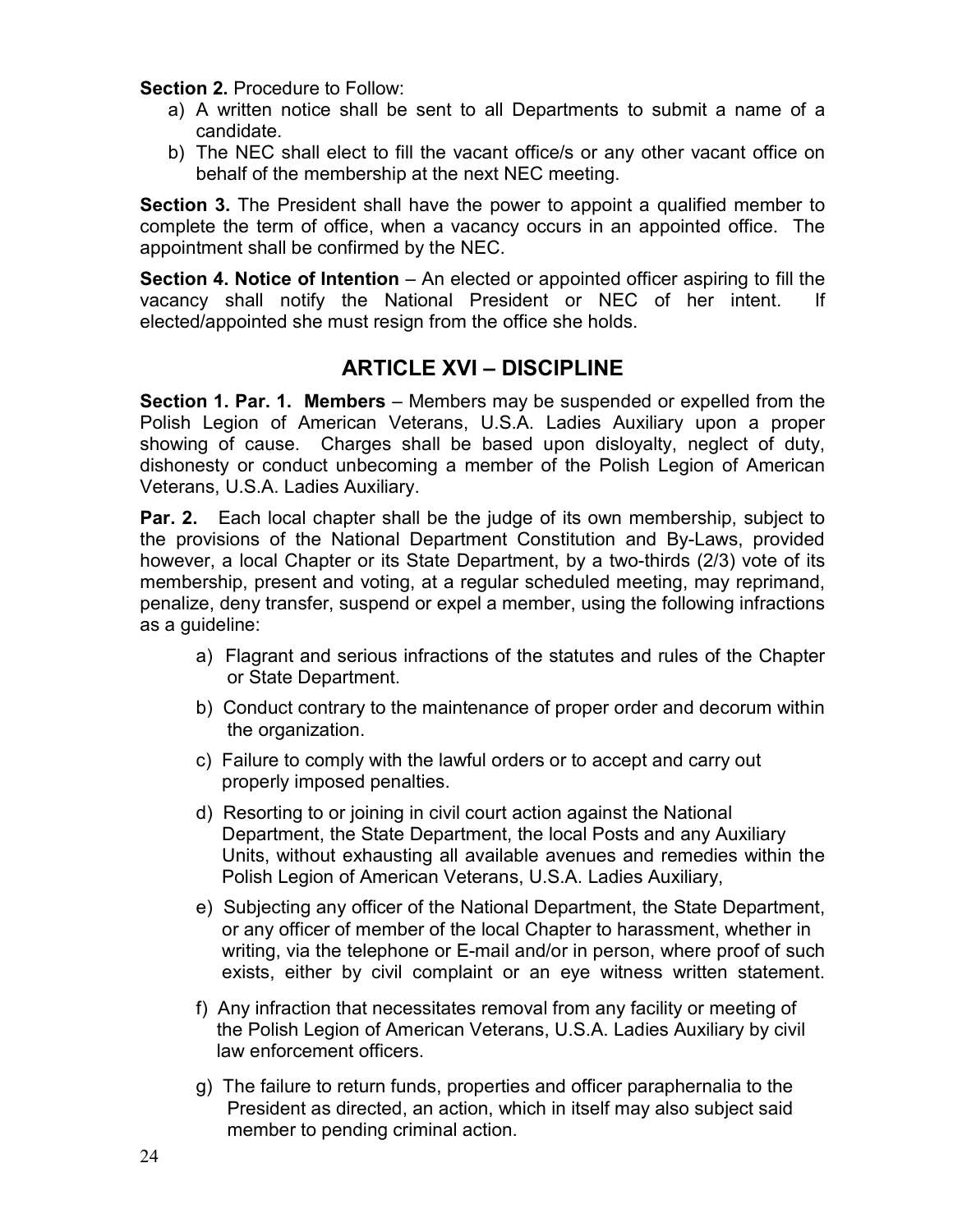**Section 2.** Procedure to Follow:

a) A written notice shall be sent to all Departments to submit a name of a candidate.
b) The NEC shall elect to fill the vacant office/s or any other vacant office on behalf of the membership at the next NEC meeting.

**Section 3.** The President shall have the power to appoint a qualified member to complete the term of office, when a vacancy occurs in an appointed office. The appointment shall be confirmed by the NEC.

**Section 4. Notice of Intention** – An elected or appointed officer aspiring to fill the vacancy shall notify the National President or NEC of her intent. If elected/appointed she must resign from the office she holds.

## ARTICLE XVI – DISCIPLINE

**Section 1. Par. 1. Members** – Members may be suspended or expelled from the Polish Legion of American Veterans, U.S.A. Ladies Auxiliary upon a proper showing of cause. Charges shall be based upon disloyalty, neglect of duty, dishonesty or conduct unbecoming a member of the Polish Legion of American Veterans, U.S.A. Ladies Auxiliary.

**Par. 2.** Each local chapter shall be the judge of its own membership, subject to the provisions of the National Department Constitution and By-Laws, provided however, a local Chapter or its State Department, by a two-thirds (2/3) vote of its membership, present and voting, at a regular scheduled meeting, may reprimand, penalize, deny transfer, suspend or expel a member, using the following infractions as a guideline:

a) Flagrant and serious infractions of the statutes and rules of the Chapter or State Department.

b) Conduct contrary to the maintenance of proper order and decorum within the organization.

c) Failure to comply with the lawful orders or to accept and carry out properly imposed penalties.

d) Resorting to or joining in civil court action against the National Department, the State Department, the local Posts and any Auxiliary Units, without exhausting all available avenues and remedies within the Polish Legion of American Veterans, U.S.A. Ladies Auxiliary,

e) Subjecting any officer of the National Department, the State Department, or any officer of member of the local Chapter to harassment, whether in writing, via the telephone or E-mail and/or in person, where proof of such exists, either by civil complaint or an eye witness written statement.

f) Any infraction that necessitates removal from any facility or meeting of the Polish Legion of American Veterans, U.S.A. Ladies Auxiliary by civil law enforcement officers.

g) The failure to return funds, properties and officer paraphernalia to the President as directed, an action, which in itself may also subject said member to pending criminal action.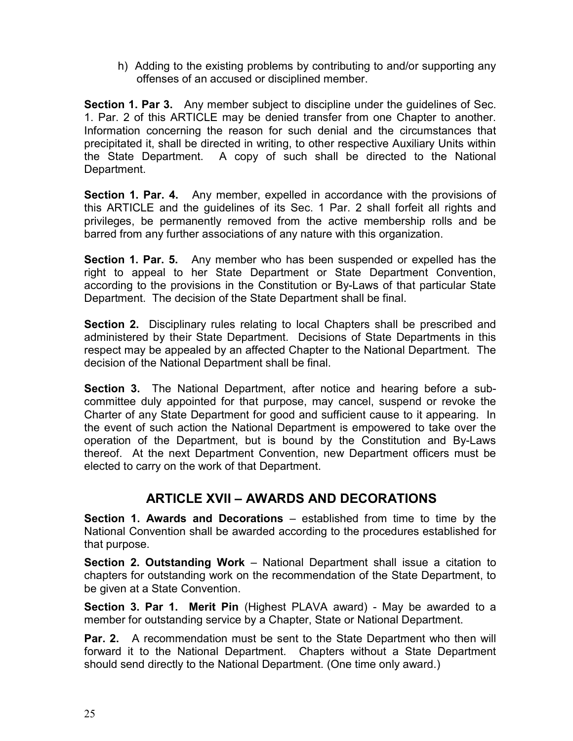h) Adding to the existing problems by contributing to and/or supporting any offenses of an accused or disciplined member.

**Section 1. Par 3.** Any member subject to discipline under the guidelines of Sec. 1. Par. 2 of this ARTICLE may be denied transfer from one Chapter to another. Information concerning the reason for such denial and the circumstances that precipitated it, shall be directed in writing, to other respective Auxiliary Units within the State Department. A copy of such shall be directed to the National Department.

**Section 1. Par. 4.** Any member, expelled in accordance with the provisions of this ARTICLE and the guidelines of its Sec. 1 Par. 2 shall forfeit all rights and privileges, be permanently removed from the active membership rolls and be barred from any further associations of any nature with this organization.

**Section 1. Par. 5.** Any member who has been suspended or expelled has the right to appeal to her State Department or State Department Convention, according to the provisions in the Constitution or By-Laws of that particular State Department. The decision of the State Department shall be final.

**Section 2.** Disciplinary rules relating to local Chapters shall be prescribed and administered by their State Department. Decisions of State Departments in this respect may be appealed by an affected Chapter to the National Department. The decision of the National Department shall be final.

**Section 3.** The National Department, after notice and hearing before a sub-committee duly appointed for that purpose, may cancel, suspend or revoke the Charter of any State Department for good and sufficient cause to it appearing. In the event of such action the National Department is empowered to take over the operation of the Department, but is bound by the Constitution and By-Laws thereof. At the next Department Convention, new Department officers must be elected to carry on the work of that Department.

## ARTICLE XVII – AWARDS AND DECORATIONS

**Section 1. Awards and Decorations** – established from time to time by the National Convention shall be awarded according to the procedures established for that purpose.

**Section 2. Outstanding Work** – National Department shall issue a citation to chapters for outstanding work on the recommendation of the State Department, to be given at a State Convention.

**Section 3. Par 1. Merit Pin** (Highest PLAVA award) - May be awarded to a member for outstanding service by a Chapter, State or National Department.

**Par. 2.** A recommendation must be sent to the State Department who then will forward it to the National Department. Chapters without a State Department should send directly to the National Department. (One time only award.)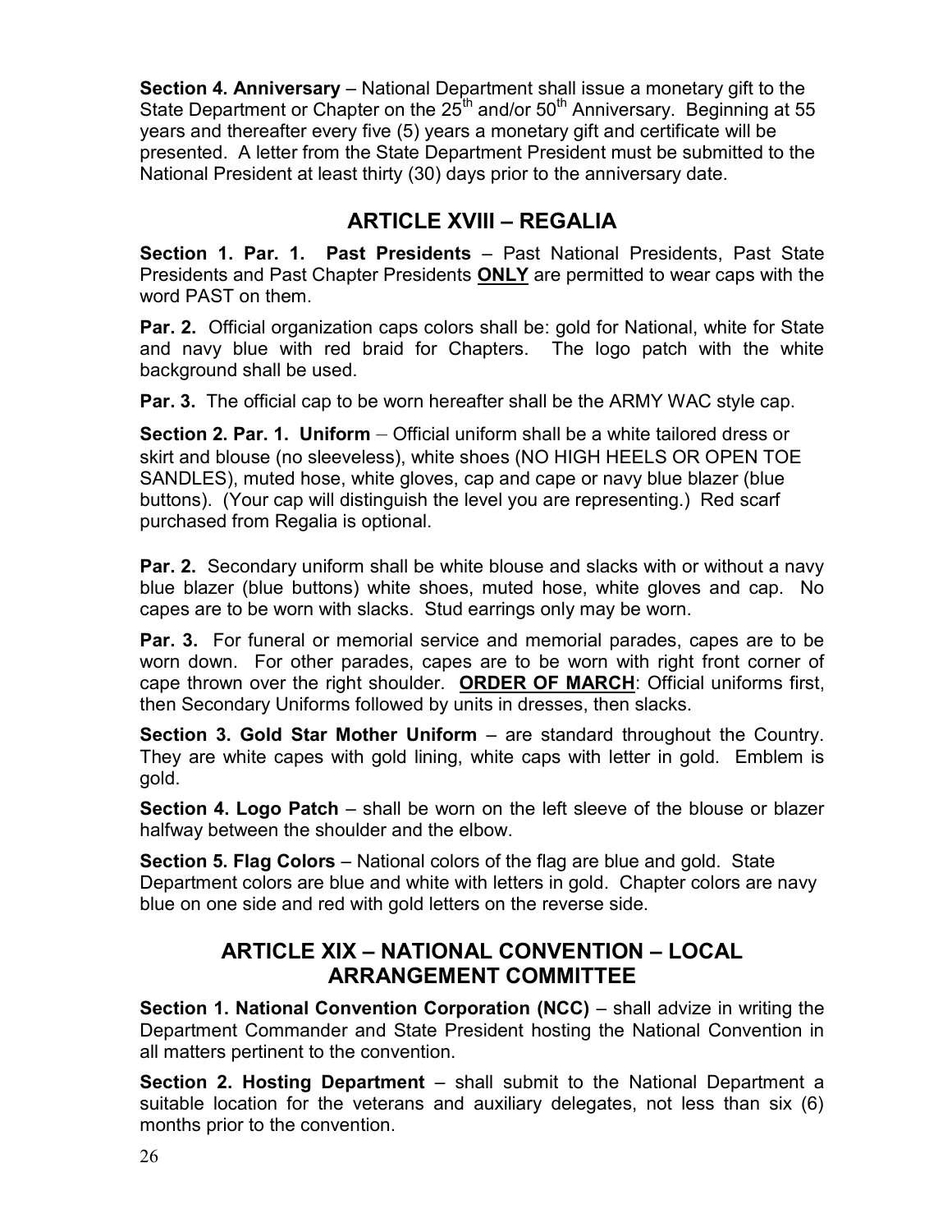**Section 4. Anniversary** – National Department shall issue a monetary gift to the State Department or Chapter on the 25th and/or 50th Anniversary. Beginning at 55 years and thereafter every five (5) years a monetary gift and certificate will be presented. A letter from the State Department President must be submitted to the National President at least thirty (30) days prior to the anniversary date.

## ARTICLE XVIII – REGALIA

**Section 1. Par. 1. Past Presidents** – Past National Presidents, Past State Presidents and Past Chapter Presidents **ONLY** are permitted to wear caps with the word PAST on them.

**Par. 2.** Official organization caps colors shall be: gold for National, white for State and navy blue with red braid for Chapters. The logo patch with the white background shall be used.

**Par. 3.** The official cap to be worn hereafter shall be the ARMY WAC style cap.

**Section 2. Par. 1. Uniform** – Official uniform shall be a white tailored dress or skirt and blouse (no sleeveless), white shoes (NO HIGH HEELS OR OPEN TOE SANDLES), muted hose, white gloves, cap and cape or navy blue blazer (blue buttons). (Your cap will distinguish the level you are representing.) Red scarf purchased from Regalia is optional.

**Par. 2.** Secondary uniform shall be white blouse and slacks with or without a navy blue blazer (blue buttons) white shoes, muted hose, white gloves and cap. No capes are to be worn with slacks. Stud earrings only may be worn.

**Par. 3.** For funeral or memorial service and memorial parades, capes are to be worn down. For other parades, capes are to be worn with right front corner of cape thrown over the right shoulder. **ORDER OF MARCH**: Official uniforms first, then Secondary Uniforms followed by units in dresses, then slacks.

**Section 3. Gold Star Mother Uniform** – are standard throughout the Country. They are white capes with gold lining, white caps with letter in gold. Emblem is gold.

**Section 4. Logo Patch** – shall be worn on the left sleeve of the blouse or blazer halfway between the shoulder and the elbow.

**Section 5. Flag Colors** – National colors of the flag are blue and gold. State Department colors are blue and white with letters in gold. Chapter colors are navy blue on one side and red with gold letters on the reverse side.

## ARTICLE XIX – NATIONAL CONVENTION – LOCAL ARRANGEMENT COMMITTEE

**Section 1. National Convention Corporation (NCC)** – shall advize in writing the Department Commander and State President hosting the National Convention in all matters pertinent to the convention.

**Section 2. Hosting Department** – shall submit to the National Department a suitable location for the veterans and auxiliary delegates, not less than six (6) months prior to the convention.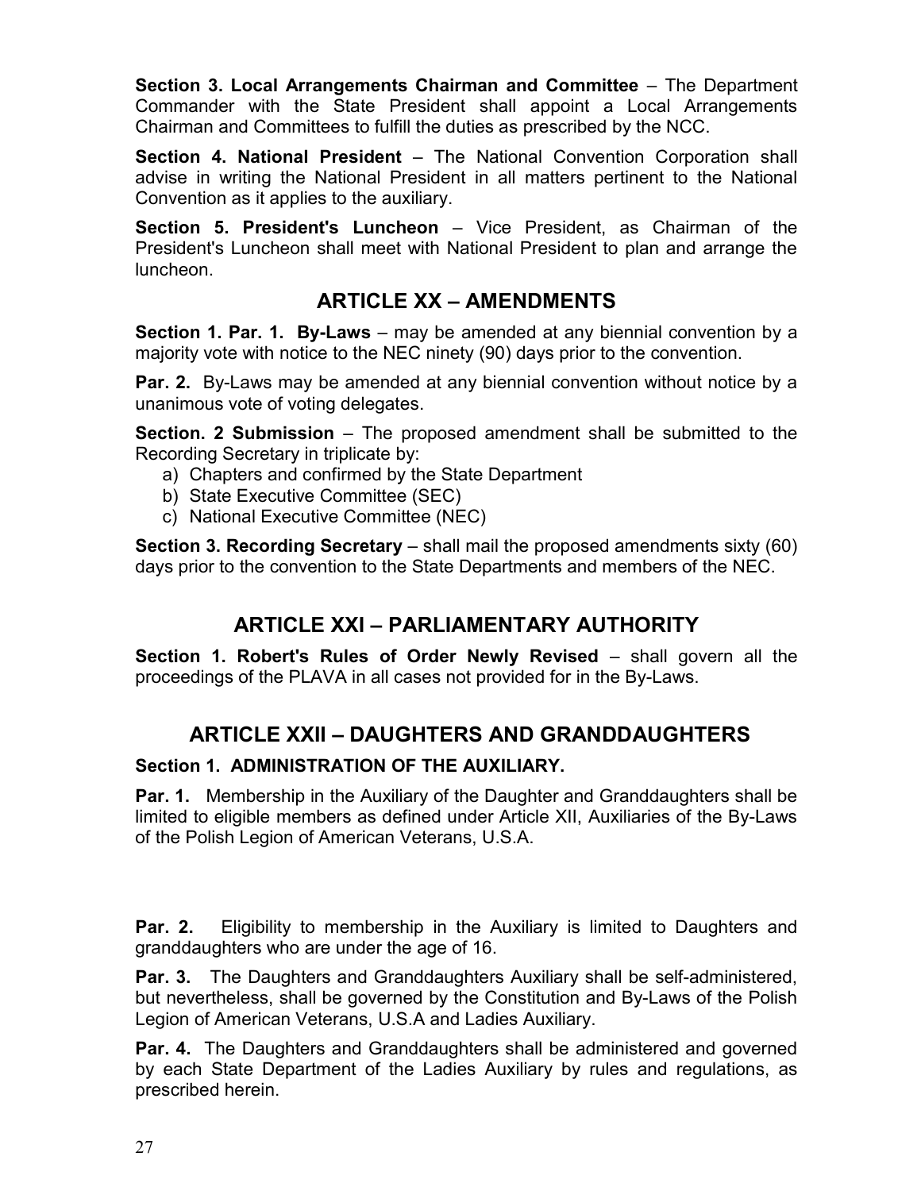**Section 3. Local Arrangements Chairman and Committee** – The Department Commander with the State President shall appoint a Local Arrangements Chairman and Committees to fulfill the duties as prescribed by the NCC.

**Section 4. National President** – The National Convention Corporation shall advise in writing the National President in all matters pertinent to the National Convention as it applies to the auxiliary.

**Section 5. President's Luncheon** – Vice President, as Chairman of the President's Luncheon shall meet with National President to plan and arrange the luncheon.

## ARTICLE XX – AMENDMENTS

**Section 1. Par. 1. By-Laws** – may be amended at any biennial convention by a majority vote with notice to the NEC ninety (90) days prior to the convention.

**Par. 2.** By-Laws may be amended at any biennial convention without notice by a unanimous vote of voting delegates.

**Section. 2 Submission** – The proposed amendment shall be submitted to the Recording Secretary in triplicate by:

a) Chapters and confirmed by the State Department
b) State Executive Committee (SEC)
c) National Executive Committee (NEC)

**Section 3. Recording Secretary** – shall mail the proposed amendments sixty (60) days prior to the convention to the State Departments and members of the NEC.

## ARTICLE XXI – PARLIAMENTARY AUTHORITY

**Section 1. Robert's Rules of Order Newly Revised** – shall govern all the proceedings of the PLAVA in all cases not provided for in the By-Laws.

## ARTICLE XXII – DAUGHTERS AND GRANDDAUGHTERS

**Section 1. ADMINISTRATION OF THE AUXILIARY.**

**Par. 1.** Membership in the Auxiliary of the Daughter and Granddaughters shall be limited to eligible members as defined under Article XII, Auxiliaries of the By-Laws of the Polish Legion of American Veterans, U.S.A.

**Par. 2.** Eligibility to membership in the Auxiliary is limited to Daughters and granddaughters who are under the age of 16.

**Par. 3.** The Daughters and Granddaughters Auxiliary shall be self-administered, but nevertheless, shall be governed by the Constitution and By-Laws of the Polish Legion of American Veterans, U.S.A and Ladies Auxiliary.

**Par. 4.** The Daughters and Granddaughters shall be administered and governed by each State Department of the Ladies Auxiliary by rules and regulations, as prescribed herein.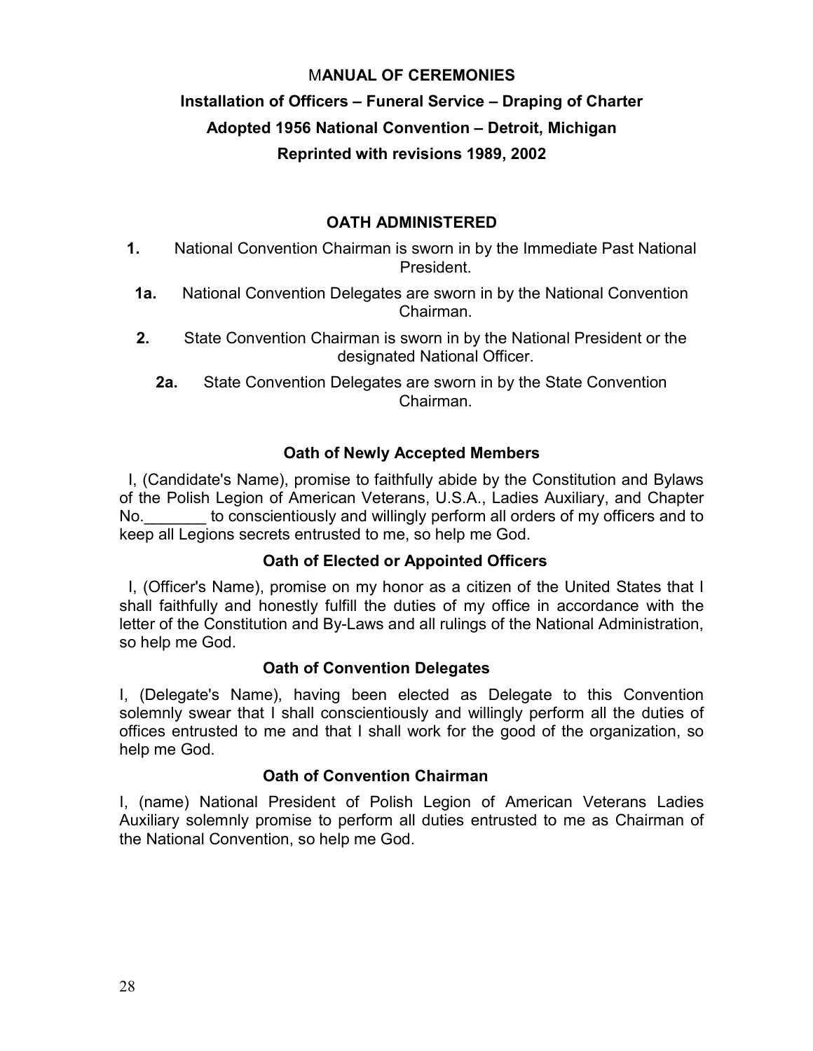# MANUAL OF CEREMONIES

## Installation of Officers – Funeral Service – Draping of Charter

## Adopted 1956 National Convention – Detroit, Michigan

## Reprinted with revisions 1989, 2002

### OATH ADMINISTERED

**1.** National Convention Chairman is sworn in by the Immediate Past National President.

**1a.** National Convention Delegates are sworn in by the National Convention Chairman.

**2.** State Convention Chairman is sworn in by the National President or the designated National Officer.

**2a.** State Convention Delegates are sworn in by the State Convention Chairman.

### Oath of Newly Accepted Members

I, (Candidate's Name), promise to faithfully abide by the Constitution and Bylaws of the Polish Legion of American Veterans, U.S.A., Ladies Auxiliary, and Chapter No._______ to conscientiously and willingly perform all orders of my officers and to keep all Legions secrets entrusted to me, so help me God.

### Oath of Elected or Appointed Officers

I, (Officer's Name), promise on my honor as a citizen of the United States that I shall faithfully and honestly fulfill the duties of my office in accordance with the letter of the Constitution and By-Laws and all rulings of the National Administration, so help me God.

### Oath of Convention Delegates

I, (Delegate's Name), having been elected as Delegate to this Convention solemnly swear that I shall conscientiously and willingly perform all the duties of offices entrusted to me and that I shall work for the good of the organization, so help me God.

### Oath of Convention Chairman

I, (name) National President of Polish Legion of American Veterans Ladies Auxiliary solemnly promise to perform all duties entrusted to me as Chairman of the National Convention, so help me God.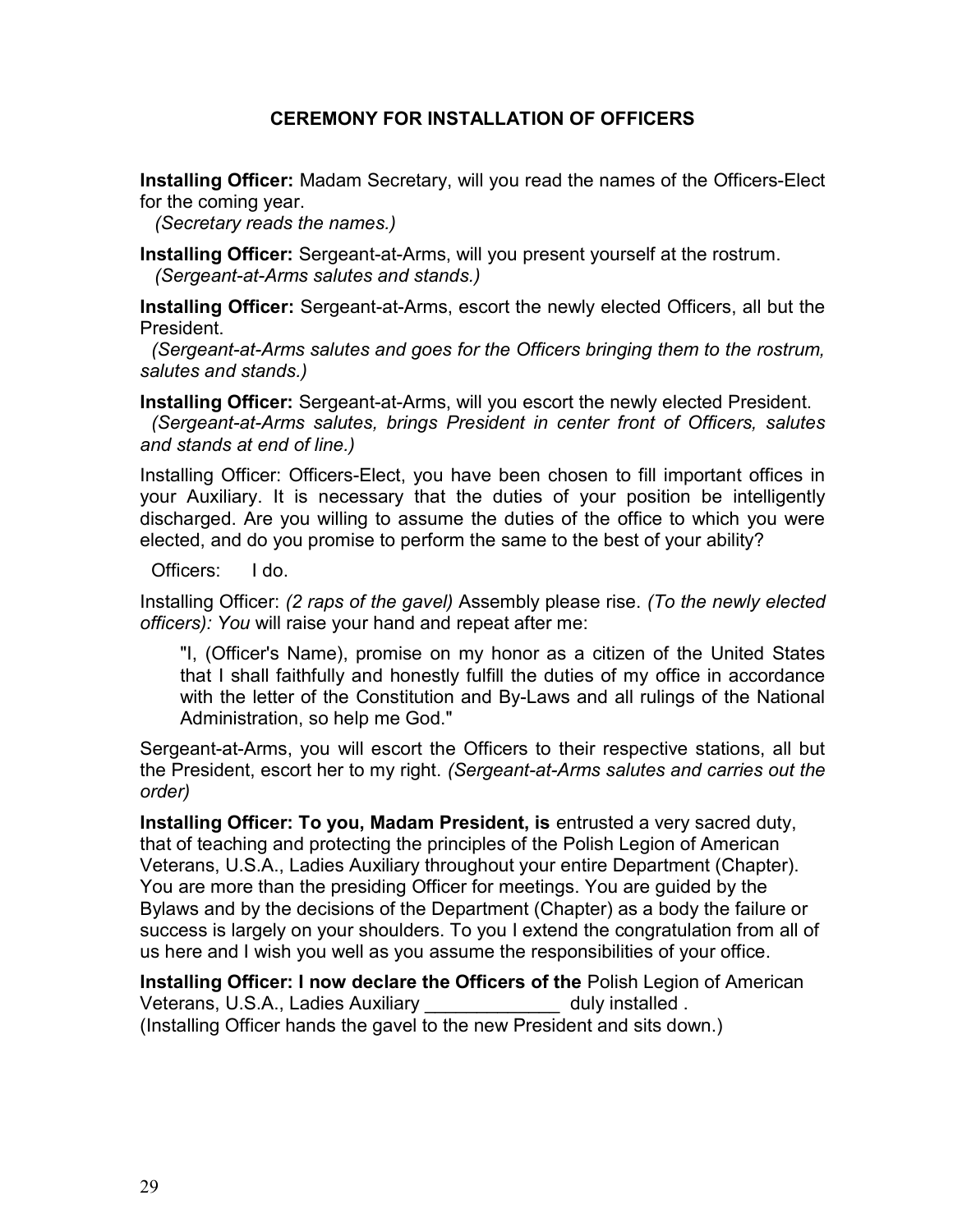## CEREMONY FOR INSTALLATION OF OFFICERS

**Installing Officer:** Madam Secretary, will you read the names of the Officers-Elect for the coming year.
*(Secretary reads the names.)*

**Installing Officer:** Sergeant-at-Arms, will you present yourself at the rostrum.
*(Sergeant-at-Arms salutes and stands.)*

**Installing Officer:** Sergeant-at-Arms, escort the newly elected Officers, all but the President.
*(Sergeant-at-Arms salutes and goes for the Officers bringing them to the rostrum, salutes and stands.)*

**Installing Officer:** Sergeant-at-Arms, will you escort the newly elected President.
*(Sergeant-at-Arms salutes, brings President in center front of Officers, salutes and stands at end of line.)*

Installing Officer: Officers-Elect, you have been chosen to fill important offices in your Auxiliary. It is necessary that the duties of your position be intelligently discharged. Are you willing to assume the duties of the office to which you were elected, and do you promise to perform the same to the best of your ability?

Officers: I do.

Installing Officer: *(2 raps of the gavel)* Assembly please rise. *(To the newly elected officers): You* will raise your hand and repeat after me:

> "I, (Officer's Name), promise on my honor as a citizen of the United States that I shall faithfully and honestly fulfill the duties of my office in accordance with the letter of the Constitution and By-Laws and all rulings of the National Administration, so help me God."

Sergeant-at-Arms, you will escort the Officers to their respective stations, all but the President, escort her to my right. *(Sergeant-at-Arms salutes and carries out the order)*

**Installing Officer: To you, Madam President, is** entrusted a very sacred duty, that of teaching and protecting the principles of the Polish Legion of American Veterans, U.S.A., Ladies Auxiliary throughout your entire Department (Chapter). You are more than the presiding Officer for meetings. You are guided by the Bylaws and by the decisions of the Department (Chapter) as a body the failure or success is largely on your shoulders. To you I extend the congratulation from all of us here and I wish you well as you assume the responsibilities of your office.

**Installing Officer: I now declare the Officers of the** Polish Legion of American Veterans, U.S.A., Ladies Auxiliary _____________ duly installed .
(Installing Officer hands the gavel to the new President and sits down.)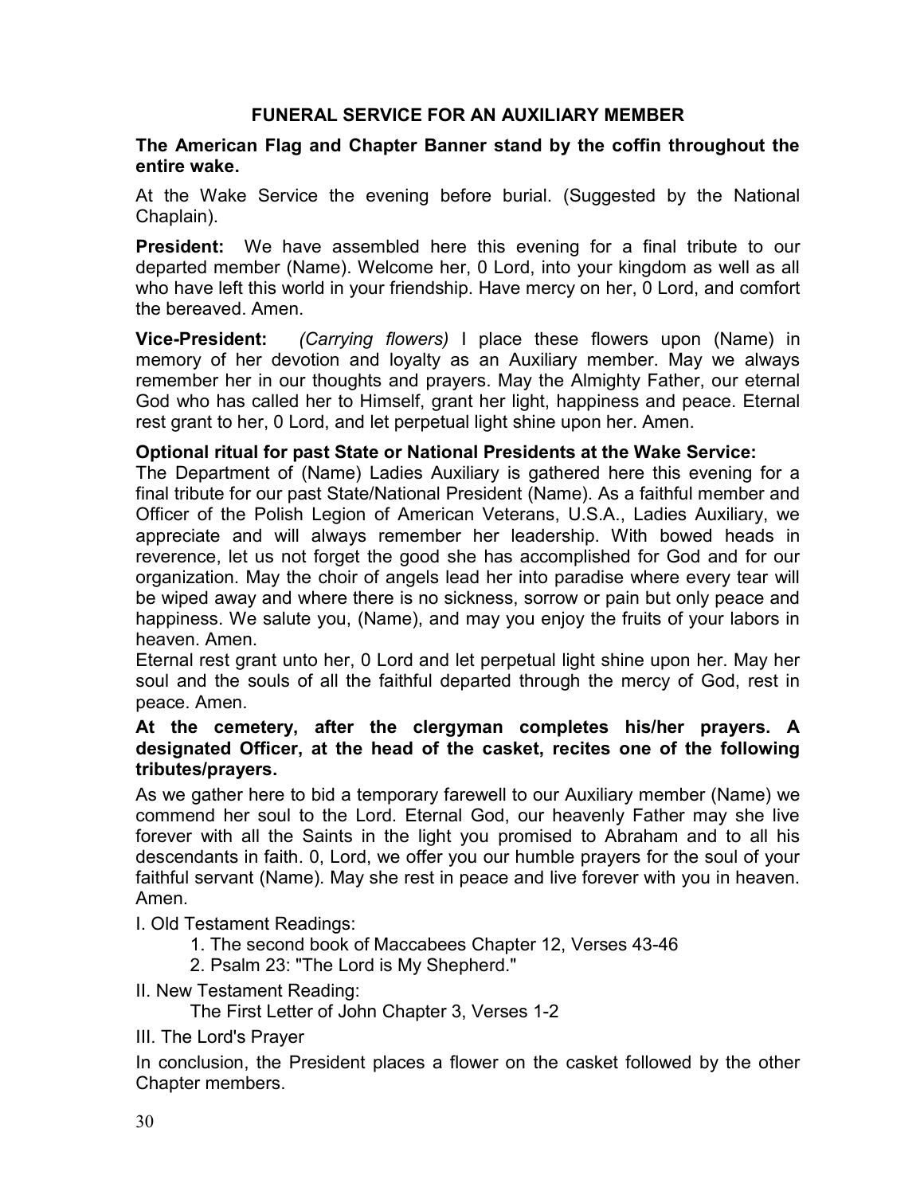## FUNERAL SERVICE FOR AN AUXILIARY MEMBER

**The American Flag and Chapter Banner stand by the coffin throughout the entire wake.**

At the Wake Service the evening before burial. (Suggested by the National Chaplain).

**President:** We have assembled here this evening for a final tribute to our departed member (Name). Welcome her, 0 Lord, into your kingdom as well as all who have left this world in your friendship. Have mercy on her, 0 Lord, and comfort the bereaved. Amen.

**Vice-President:** *(Carrying flowers)* I place these flowers upon (Name) in memory of her devotion and loyalty as an Auxiliary member. May we always remember her in our thoughts and prayers. May the Almighty Father, our eternal God who has called her to Himself, grant her light, happiness and peace. Eternal rest grant to her, 0 Lord, and let perpetual light shine upon her. Amen.

**Optional ritual for past State or National Presidents at the Wake Service:**
The Department of (Name) Ladies Auxiliary is gathered here this evening for a final tribute for our past State/National President (Name). As a faithful member and Officer of the Polish Legion of American Veterans, U.S.A., Ladies Auxiliary, we appreciate and will always remember her leadership. With bowed heads in reverence, let us not forget the good she has accomplished for God and for our organization. May the choir of angels lead her into paradise where every tear will be wiped away and where there is no sickness, sorrow or pain but only peace and happiness. We salute you, (Name), and may you enjoy the fruits of your labors in heaven. Amen.
Eternal rest grant unto her, 0 Lord and let perpetual light shine upon her. May her soul and the souls of all the faithful departed through the mercy of God, rest in peace. Amen.

**At the cemetery, after the clergyman completes his/her prayers. A designated Officer, at the head of the casket, recites one of the following tributes/prayers.**

As we gather here to bid a temporary farewell to our Auxiliary member (Name) we commend her soul to the Lord. Eternal God, our heavenly Father may she live forever with all the Saints in the light you promised to Abraham and to all his descendants in faith. 0, Lord, we offer you our humble prayers for the soul of your faithful servant (Name). May she rest in peace and live forever with you in heaven. Amen.

I. Old Testament Readings:

1. The second book of Maccabees Chapter 12, Verses 43-46
2. Psalm 23: "The Lord is My Shepherd."

II. New Testament Reading:

The First Letter of John Chapter 3, Verses 1-2

III. The Lord's Prayer

In conclusion, the President places a flower on the casket followed by the other Chapter members.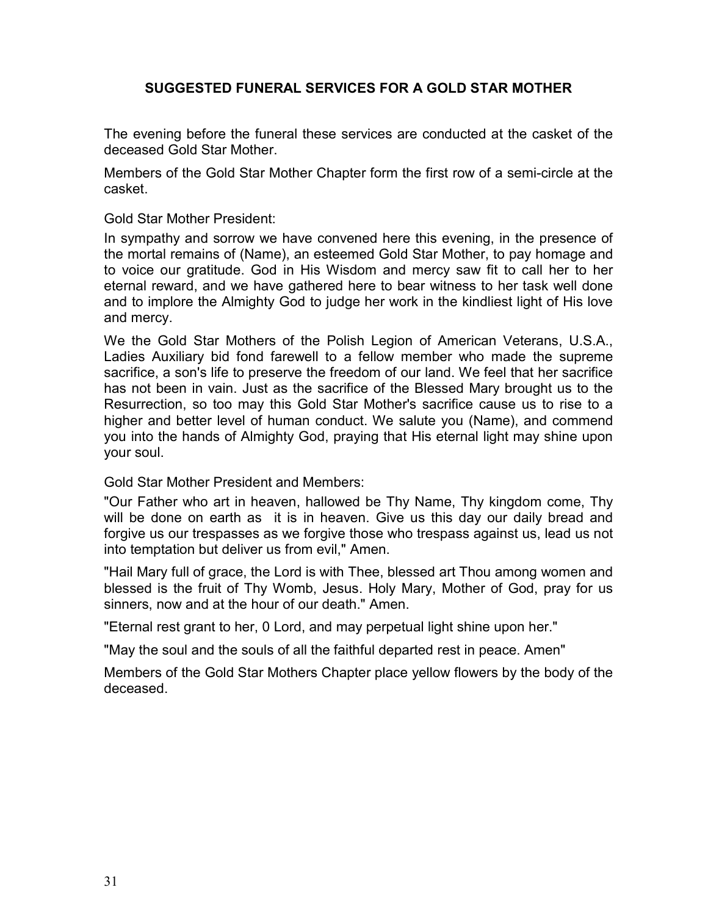## SUGGESTED FUNERAL SERVICES FOR A GOLD STAR MOTHER

The evening before the funeral these services are conducted at the casket of the deceased Gold Star Mother.

Members of the Gold Star Mother Chapter form the first row of a semi-circle at the casket.

Gold Star Mother President:

In sympathy and sorrow we have convened here this evening, in the presence of the mortal remains of (Name), an esteemed Gold Star Mother, to pay homage and to voice our gratitude. God in His Wisdom and mercy saw fit to call her to her eternal reward, and we have gathered here to bear witness to her task well done and to implore the Almighty God to judge her work in the kindliest light of His love and mercy.

We the Gold Star Mothers of the Polish Legion of American Veterans, U.S.A., Ladies Auxiliary bid fond farewell to a fellow member who made the supreme sacrifice, a son's life to preserve the freedom of our land. We feel that her sacrifice has not been in vain. Just as the sacrifice of the Blessed Mary brought us to the Resurrection, so too may this Gold Star Mother's sacrifice cause us to rise to a higher and better level of human conduct. We salute you (Name), and commend you into the hands of Almighty God, praying that His eternal light may shine upon your soul.

Gold Star Mother President and Members:

"Our Father who art in heaven, hallowed be Thy Name, Thy kingdom come, Thy will be done on earth as it is in heaven. Give us this day our daily bread and forgive us our trespasses as we forgive those who trespass against us, lead us not into temptation but deliver us from evil," Amen.

"Hail Mary full of grace, the Lord is with Thee, blessed art Thou among women and blessed is the fruit of Thy Womb, Jesus. Holy Mary, Mother of God, pray for us sinners, now and at the hour of our death." Amen.

"Eternal rest grant to her, 0 Lord, and may perpetual light shine upon her."

"May the soul and the souls of all the faithful departed rest in peace. Amen"

Members of the Gold Star Mothers Chapter place yellow flowers by the body of the deceased.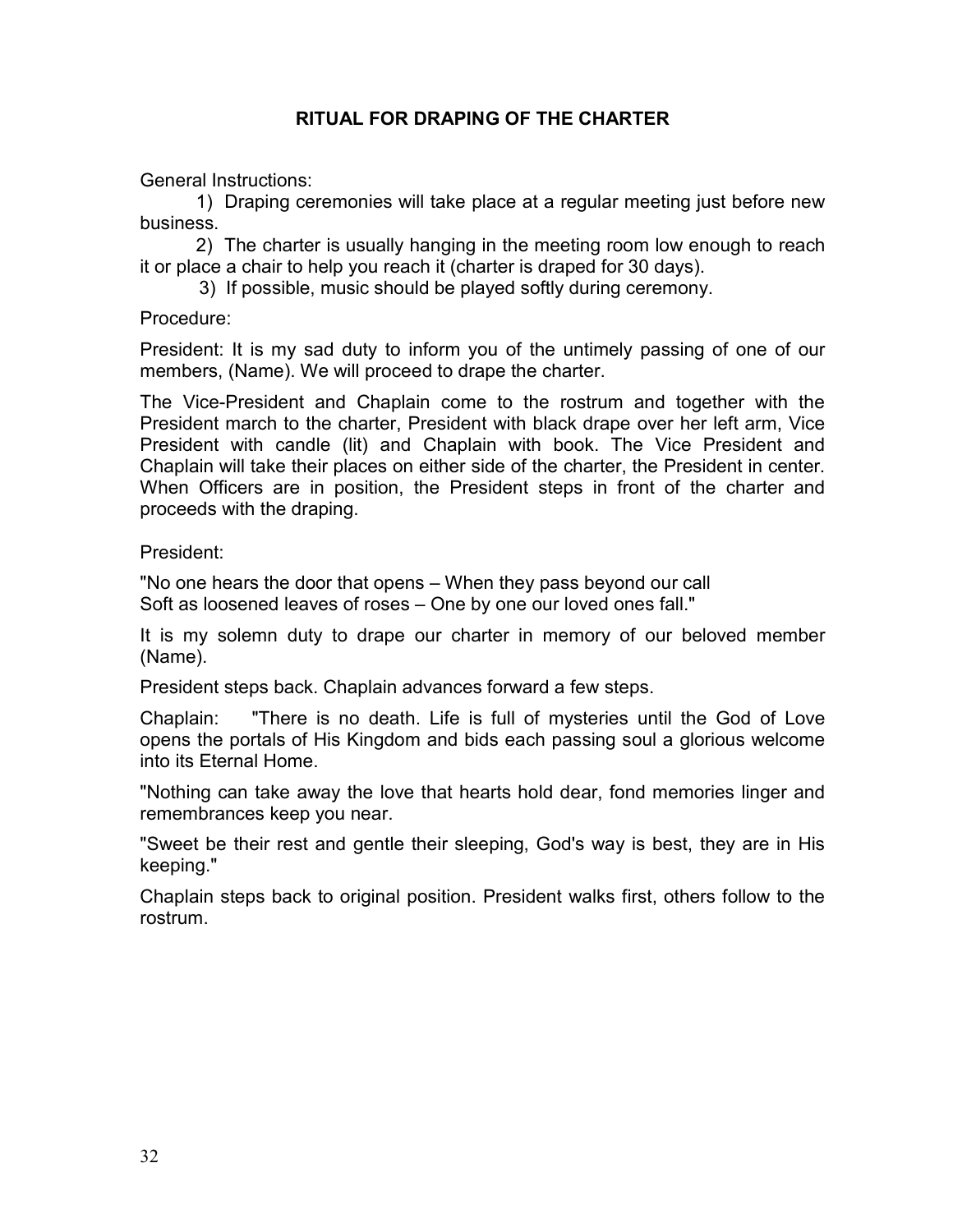## RITUAL FOR DRAPING OF THE CHARTER

General Instructions:

1) Draping ceremonies will take place at a regular meeting just before new business.
2) The charter is usually hanging in the meeting room low enough to reach it or place a chair to help you reach it (charter is draped for 30 days).
3) If possible, music should be played softly during ceremony.

Procedure:

President: It is my sad duty to inform you of the untimely passing of one of our members, (Name). We will proceed to drape the charter.

The Vice-President and Chaplain come to the rostrum and together with the President march to the charter, President with black drape over her left arm, Vice President with candle (lit) and Chaplain with book. The Vice President and Chaplain will take their places on either side of the charter, the President in center. When Officers are in position, the President steps in front of the charter and proceeds with the draping.

President:

"No one hears the door that opens – When they pass beyond our call
Soft as loosened leaves of roses – One by one our loved ones fall."

It is my solemn duty to drape our charter in memory of our beloved member (Name).

President steps back. Chaplain advances forward a few steps.

Chaplain: "There is no death. Life is full of mysteries until the God of Love opens the portals of His Kingdom and bids each passing soul a glorious welcome into its Eternal Home.

"Nothing can take away the love that hearts hold dear, fond memories linger and remembrances keep you near.

"Sweet be their rest and gentle their sleeping, God's way is best, they are in His keeping."

Chaplain steps back to original position. President walks first, others follow to the rostrum.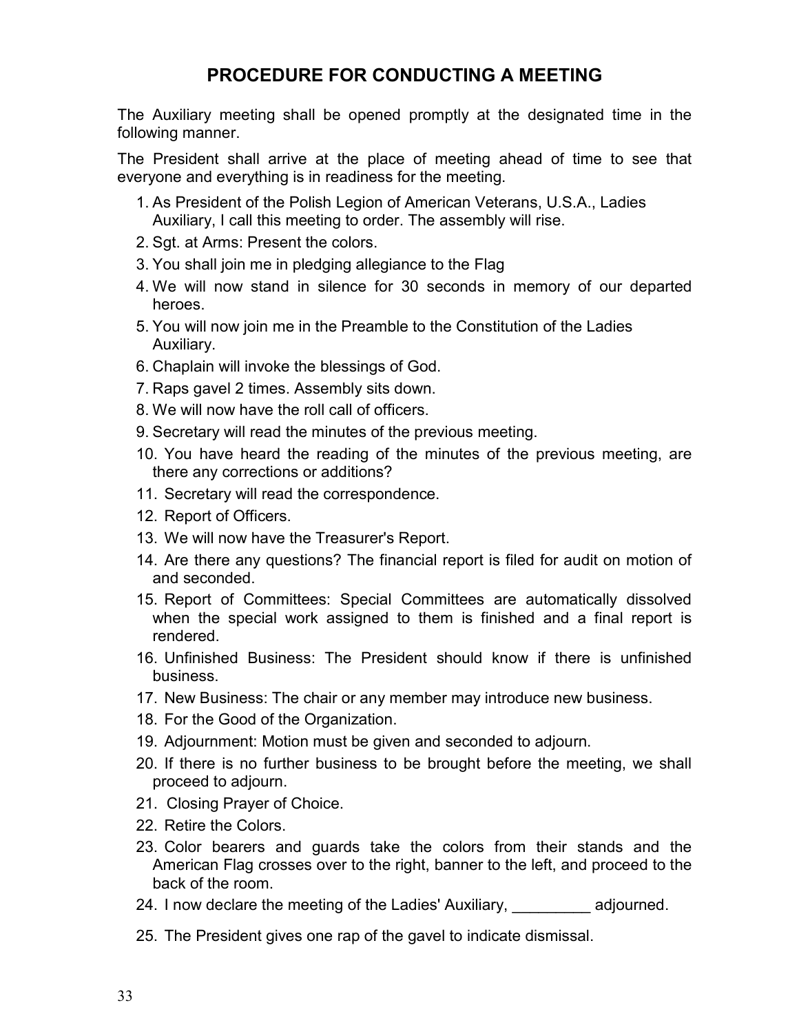# PROCEDURE FOR CONDUCTING A MEETING

The Auxiliary meeting shall be opened promptly at the designated time in the following manner.

The President shall arrive at the place of meeting ahead of time to see that everyone and everything is in readiness for the meeting.

1. As President of the Polish Legion of American Veterans, U.S.A., Ladies Auxiliary, I call this meeting to order. The assembly will rise.
2. Sgt. at Arms: Present the colors.
3. You shall join me in pledging allegiance to the Flag
4. We will now stand in silence for 30 seconds in memory of our departed heroes.
5. You will now join me in the Preamble to the Constitution of the Ladies Auxiliary.
6. Chaplain will invoke the blessings of God.
7. Raps gavel 2 times. Assembly sits down.
8. We will now have the roll call of officers.
9. Secretary will read the minutes of the previous meeting.
10. You have heard the reading of the minutes of the previous meeting, are there any corrections or additions?
11. Secretary will read the correspondence.
12. Report of Officers.
13. We will now have the Treasurer's Report.
14. Are there any questions? The financial report is filed for audit on motion of and seconded.
15. Report of Committees: Special Committees are automatically dissolved when the special work assigned to them is finished and a final report is rendered.
16. Unfinished Business: The President should know if there is unfinished business.
17. New Business: The chair or any member may introduce new business.
18. For the Good of the Organization.
19. Adjournment: Motion must be given and seconded to adjourn.
20. If there is no further business to be brought before the meeting, we shall proceed to adjourn.
21. Closing Prayer of Choice.
22. Retire the Colors.
23. Color bearers and guards take the colors from their stands and the American Flag crosses over to the right, banner to the left, and proceed to the back of the room.
24. I now declare the meeting of the Ladies' Auxiliary, _________ adjourned.
25. The President gives one rap of the gavel to indicate dismissal.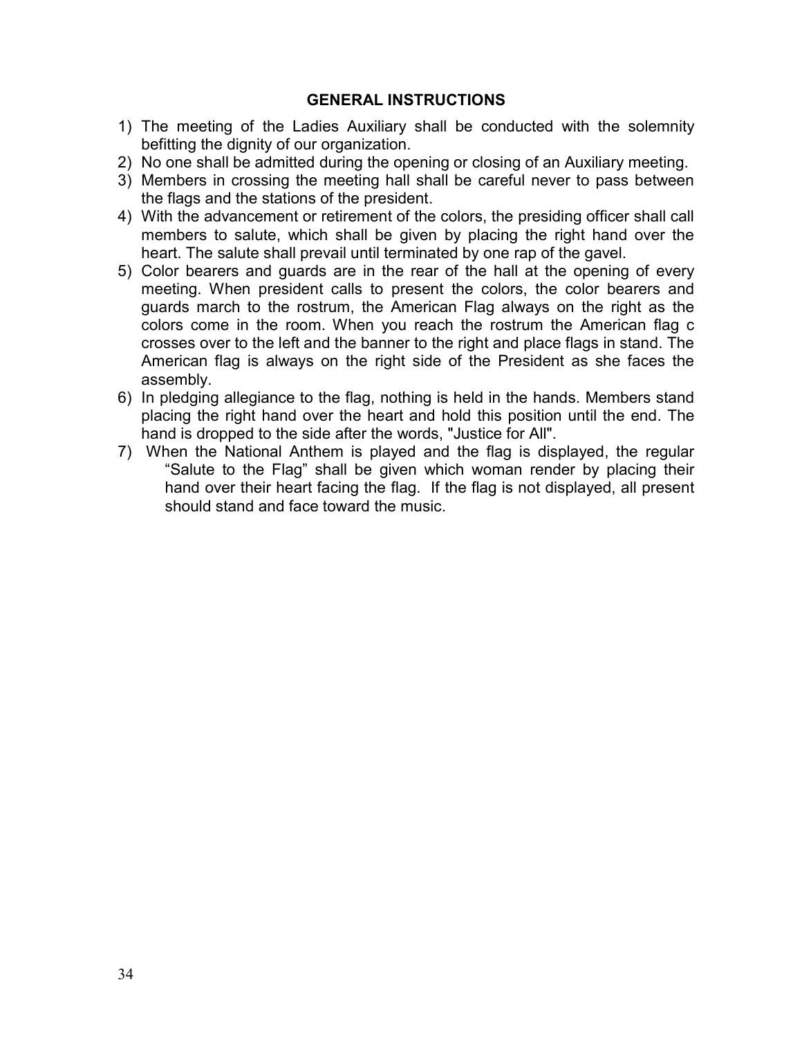## GENERAL INSTRUCTIONS

1) The meeting of the Ladies Auxiliary shall be conducted with the solemnity befitting the dignity of our organization.
2) No one shall be admitted during the opening or closing of an Auxiliary meeting.
3) Members in crossing the meeting hall shall be careful never to pass between the flags and the stations of the president.
4) With the advancement or retirement of the colors, the presiding officer shall call members to salute, which shall be given by placing the right hand over the heart. The salute shall prevail until terminated by one rap of the gavel.
5) Color bearers and guards are in the rear of the hall at the opening of every meeting. When president calls to present the colors, the color bearers and guards march to the rostrum, the American Flag always on the right as the colors come in the room. When you reach the rostrum the American flag c crosses over to the left and the banner to the right and place flags in stand. The American flag is always on the right side of the President as she faces the assembly.
6) In pledging allegiance to the flag, nothing is held in the hands. Members stand placing the right hand over the heart and hold this position until the end. The hand is dropped to the side after the words, "Justice for All".
7) When the National Anthem is played and the flag is displayed, the regular "Salute to the Flag" shall be given which woman render by placing their hand over their heart facing the flag. If the flag is not displayed, all present should stand and face toward the music.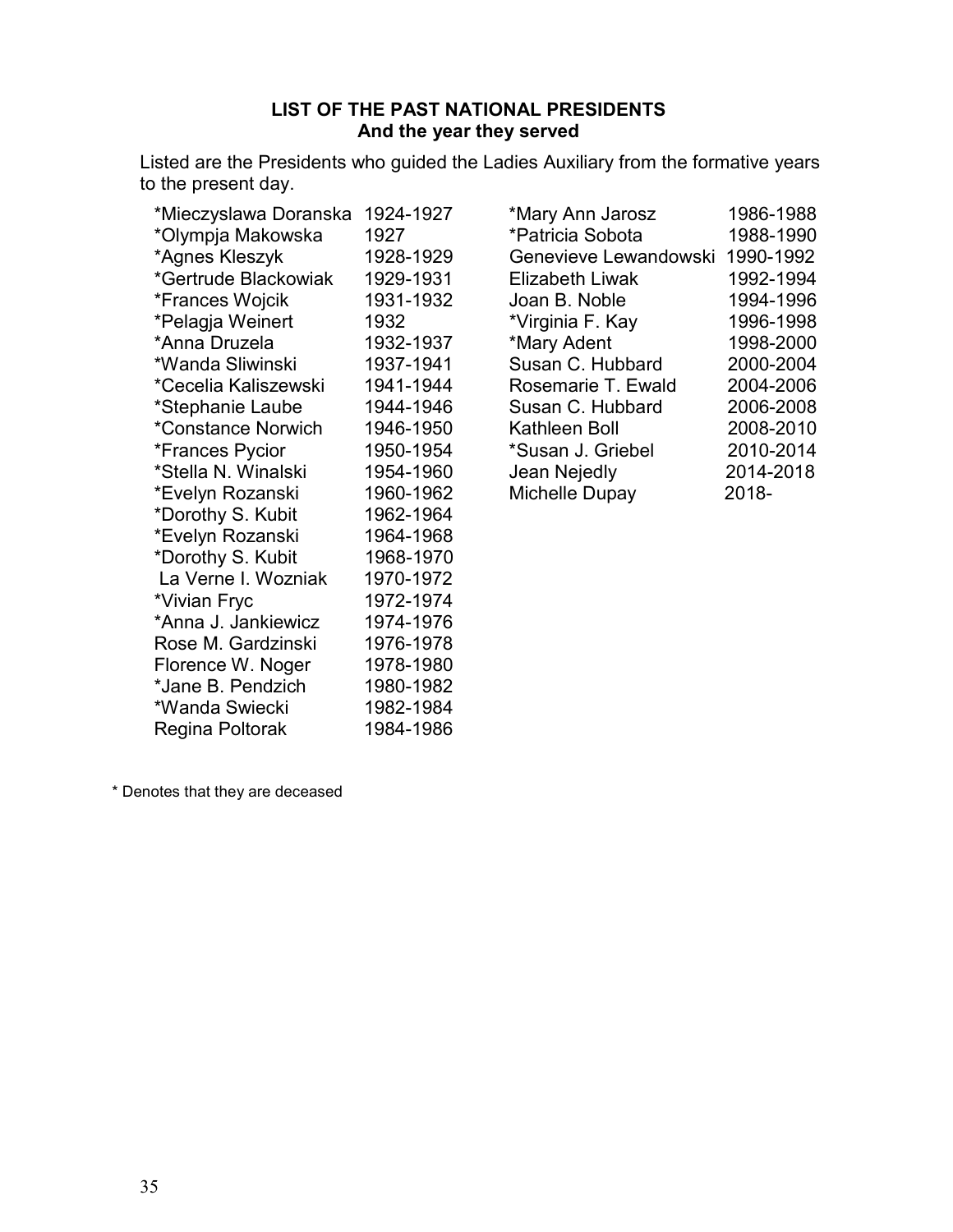**LIST OF THE PAST NATIONAL PRESIDENTS**
**And the year they served**

Listed are the Presidents who guided the Ladies Auxiliary from the formative years to the present day.

| | |
|---|---|
| *Mieczyslawa Doranska | 1924-1927 |
| *Olympja Makowska | 1927 |
| *Agnes Kleszyk | 1928-1929 |
| *Gertrude Blackowiak | 1929-1931 |
| *Frances Wojcik | 1931-1932 |
| *Pelagja Weinert | 1932 |
| *Anna Druzela | 1932-1937 |
| *Wanda Sliwinski | 1937-1941 |
| *Cecelia Kaliszewski | 1941-1944 |
| *Stephanie Laube | 1944-1946 |
| *Constance Norwich | 1946-1950 |
| *Frances Pycior | 1950-1954 |
| *Stella N. Winalski | 1954-1960 |
| *Evelyn Rozanski | 1960-1962 |
| *Dorothy S. Kubit | 1962-1964 |
| *Evelyn Rozanski | 1964-1968 |
| *Dorothy S. Kubit | 1968-1970 |
| La Verne I. Wozniak | 1970-1972 |
| *Vivian Fryc | 1972-1974 |
| *Anna J. Jankiewicz | 1974-1976 |
| Rose M. Gardzinski | 1976-1978 |
| Florence W. Noger | 1978-1980 |
| *Jane B. Pendzich | 1980-1982 |
| *Wanda Swiecki | 1982-1984 |
| Regina Poltorak | 1984-1986 |
| *Mary Ann Jarosz | 1986-1988 |
| *Patricia Sobota | 1988-1990 |
| Genevieve Lewandowski | 1990-1992 |
| Elizabeth Liwak | 1992-1994 |
| Joan B. Noble | 1994-1996 |
| *Virginia F. Kay | 1996-1998 |
| *Mary Adent | 1998-2000 |
| Susan C. Hubbard | 2000-2004 |
| Rosemarie T. Ewald | 2004-2006 |
| Susan C. Hubbard | 2006-2008 |
| Kathleen Boll | 2008-2010 |
| *Susan J. Griebel | 2010-2014 |
| Jean Nejedly | 2014-2018 |
| Michelle Dupay | 2018- |

* Denotes that they are deceased